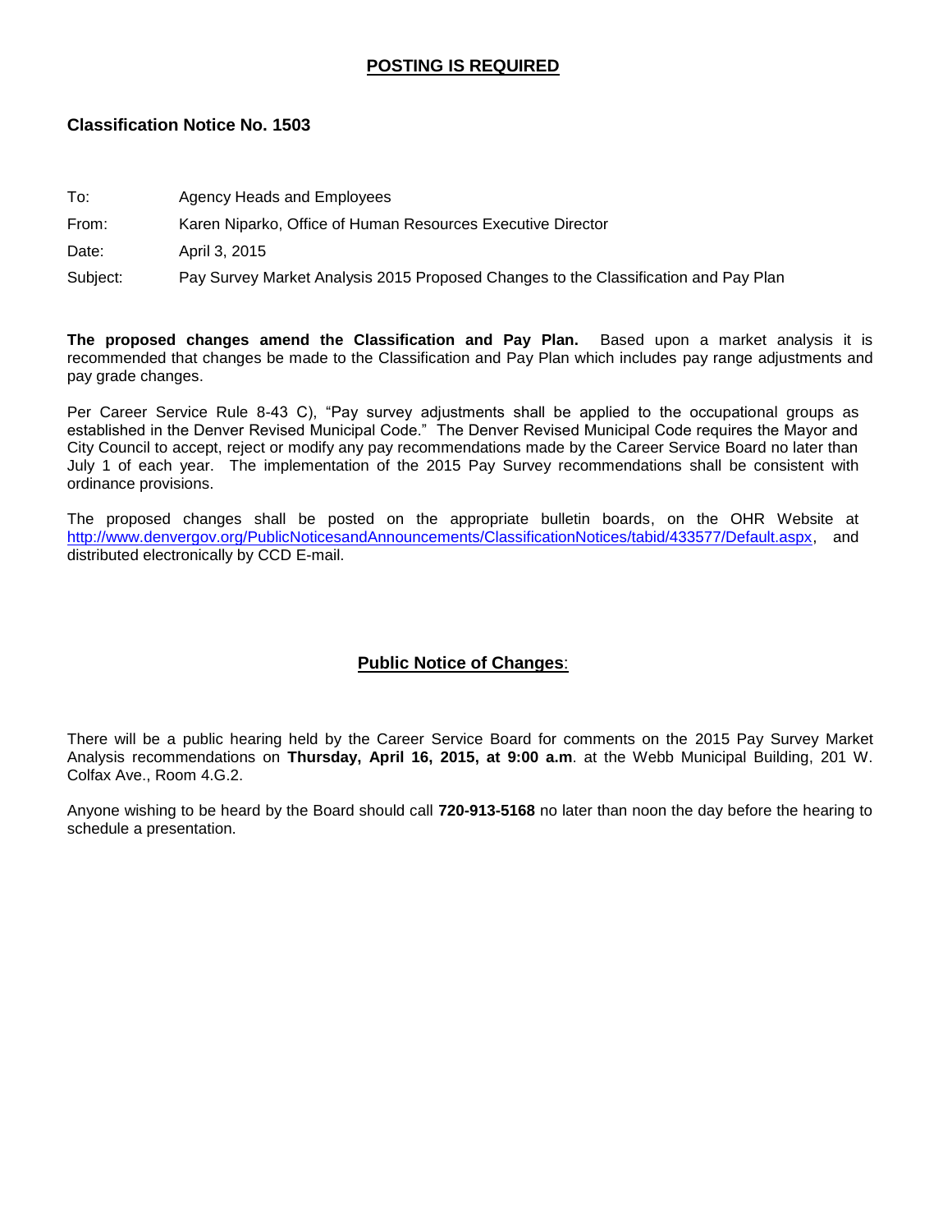**<u>POSTING IS REQUIRED</u>**

**Classification Notice No. 1503**

To: Agency Heads and Employees

From: Karen Niparko, Office of Human Resources Executive Director

Date: April 3, 2015

Subject: Pay Survey Market Analysis 2015 Proposed Changes to the Classification and Pay Plan

**The proposed changes amend the Classification and Pay Plan.** Based upon a market analysis it is recommended that changes be made to the Classification and Pay Plan which includes pay range adjustments and pay grade changes.

Per Career Service Rule 8-43 C), "Pay survey adjustments shall be applied to the occupational groups as established in the Denver Revised Municipal Code." The Denver Revised Municipal Code requires the Mayor and City Council to accept, reject or modify any pay recommendations made by the Career Service Board no later than July 1 of each year. The implementation of the 2015 Pay Survey recommendations shall be consistent with ordinance provisions.

The proposed changes shall be posted on the appropriate bulletin boards, on the OHR Website at http://www.denvergov.org/PublicNoticesandAnnouncements/ClassificationNotices/tabid/433577/Default.aspx, and distributed electronically by CCD E-mail.

**<u>Public Notice of Changes</u>:**

There will be a public hearing held by the Career Service Board for comments on the 2015 Pay Survey Market Analysis recommendations on **Thursday, April 16, 2015, at 9:00 a.m**. at the Webb Municipal Building, 201 W. Colfax Ave., Room 4.G.2.

Anyone wishing to be heard by the Board should call **720-913-5168** no later than noon the day before the hearing to schedule a presentation.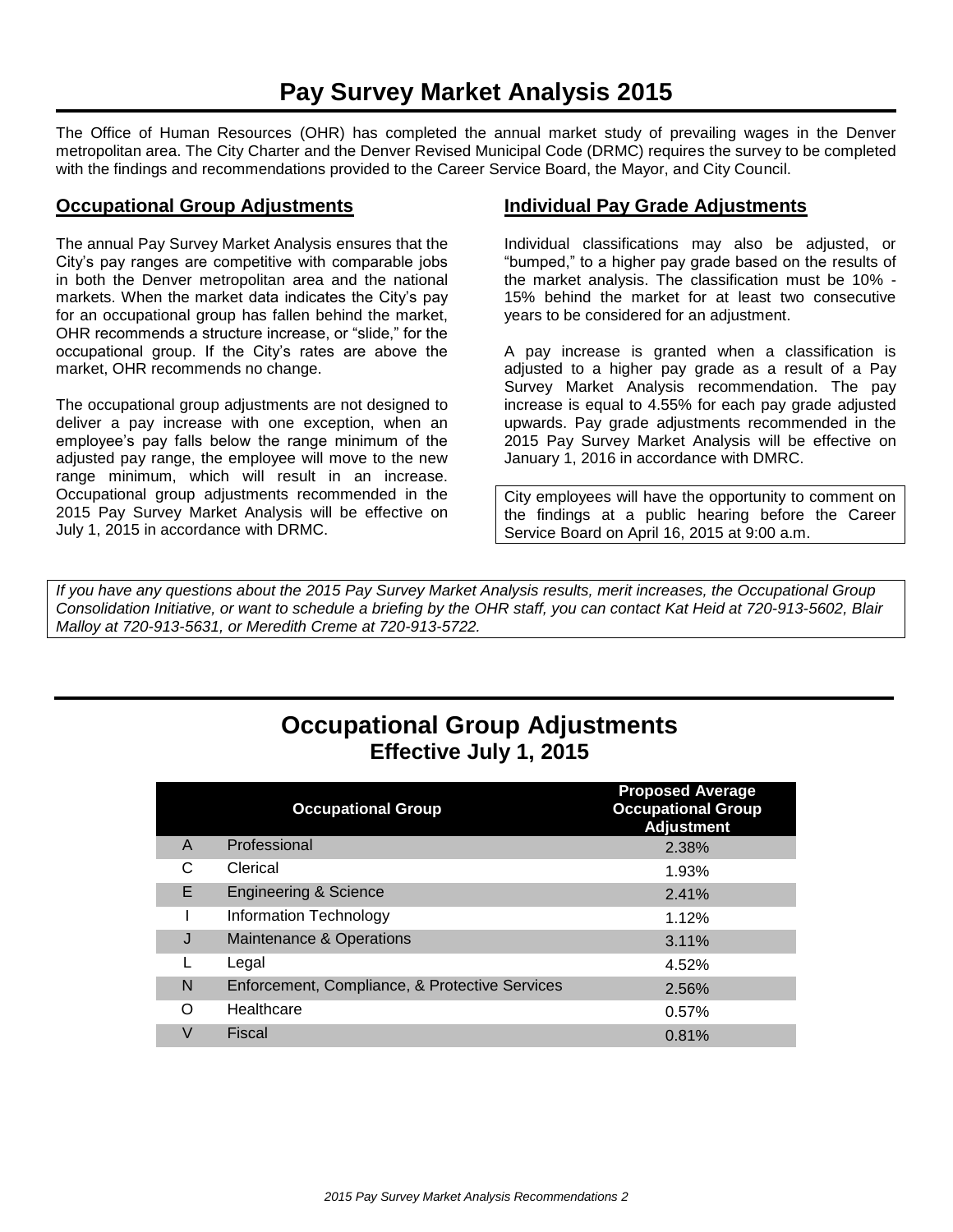# Pay Survey Market Analysis 2015

The Office of Human Resources (OHR) has completed the annual market study of prevailing wages in the Denver metropolitan area. The City Charter and the Denver Revised Municipal Code (DRMC) requires the survey to be completed with the findings and recommendations provided to the Career Service Board, the Mayor, and City Council.

## Occupational Group Adjustments

The annual Pay Survey Market Analysis ensures that the City's pay ranges are competitive with comparable jobs in both the Denver metropolitan area and the national markets. When the market data indicates the City's pay for an occupational group has fallen behind the market, OHR recommends a structure increase, or "slide," for the occupational group. If the City's rates are above the market, OHR recommends no change.

The occupational group adjustments are not designed to deliver a pay increase with one exception, when an employee's pay falls below the range minimum of the adjusted pay range, the employee will move to the new range minimum, which will result in an increase. Occupational group adjustments recommended in the 2015 Pay Survey Market Analysis will be effective on July 1, 2015 in accordance with DRMC.

## Individual Pay Grade Adjustments

Individual classifications may also be adjusted, or "bumped," to a higher pay grade based on the results of the market analysis. The classification must be 10% - 15% behind the market for at least two consecutive years to be considered for an adjustment.

A pay increase is granted when a classification is adjusted to a higher pay grade as a result of a Pay Survey Market Analysis recommendation. The pay increase is equal to 4.55% for each pay grade adjusted upwards. Pay grade adjustments recommended in the 2015 Pay Survey Market Analysis will be effective on January 1, 2016 in accordance with DMRC.

City employees will have the opportunity to comment on the findings at a public hearing before the Career Service Board on April 16, 2015 at 9:00 a.m.

*If you have any questions about the 2015 Pay Survey Market Analysis results, merit increases, the Occupational Group Consolidation Initiative, or want to schedule a briefing by the OHR staff, you can contact Kat Heid at 720-913-5602, Blair Malloy at 720-913-5631, or Meredith Creme at 720-913-5722.*

## Occupational Group Adjustments
### Effective July 1, 2015

| | Occupational Group | Proposed Average Occupational Group Adjustment |
|---|---|---|
| A | Professional | 2.38% |
| C | Clerical | 1.93% |
| E | Engineering & Science | 2.41% |
| I | Information Technology | 1.12% |
| J | Maintenance & Operations | 3.11% |
| L | Legal | 4.52% |
| N | Enforcement, Compliance, & Protective Services | 2.56% |
| O | Healthcare | 0.57% |
| V | Fiscal | 0.81% |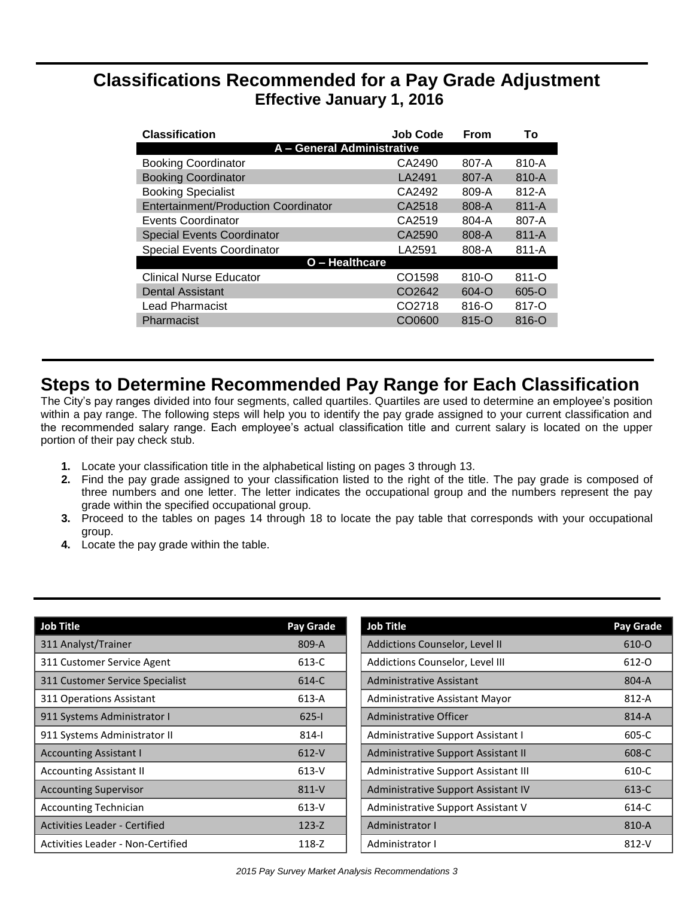## Classifications Recommended for a Pay Grade Adjustment
### Effective January 1, 2016

| Classification | Job Code | From | To |
|---|---|---|---|
| **A – General Administrative** | | | |
| Booking Coordinator | CA2490 | 807-A | 810-A |
| Booking Coordinator | LA2491 | 807-A | 810-A |
| Booking Specialist | CA2492 | 809-A | 812-A |
| Entertainment/Production Coordinator | CA2518 | 808-A | 811-A |
| Events Coordinator | CA2519 | 804-A | 807-A |
| Special Events Coordinator | CA2590 | 808-A | 811-A |
| Special Events Coordinator | LA2591 | 808-A | 811-A |
| **O – Healthcare** | | | |
| Clinical Nurse Educator | CO1598 | 810-O | 811-O |
| Dental Assistant | CO2642 | 604-O | 605-O |
| Lead Pharmacist | CO2718 | 816-O | 817-O |
| Pharmacist | CO0600 | 815-O | 816-O |

## Steps to Determine Recommended Pay Range for Each Classification

The City's pay ranges divided into four segments, called quartiles. Quartiles are used to determine an employee's position within a pay range. The following steps will help you to identify the pay grade assigned to your current classification and the recommended salary range. Each employee's actual classification title and current salary is located on the upper portion of their pay check stub.

1. Locate your classification title in the alphabetical listing on pages 3 through 13.
2. Find the pay grade assigned to your classification listed to the right of the title. The pay grade is composed of three numbers and one letter. The letter indicates the occupational group and the numbers represent the pay grade within the specified occupational group.
3. Proceed to the tables on pages 14 through 18 to locate the pay table that corresponds with your occupational group.
4. Locate the pay grade within the table.

| Job Title | Pay Grade |
|---|---|
| 311 Analyst/Trainer | 809-A |
| 311 Customer Service Agent | 613-C |
| 311 Customer Service Specialist | 614-C |
| 311 Operations Assistant | 613-A |
| 911 Systems Administrator I | 625-I |
| 911 Systems Administrator II | 814-I |
| Accounting Assistant I | 612-V |
| Accounting Assistant II | 613-V |
| Accounting Supervisor | 811-V |
| Accounting Technician | 613-V |
| Activities Leader - Certified | 123-Z |
| Activities Leader - Non-Certified | 118-Z |
| Addictions Counselor, Level II | 610-O |
| Addictions Counselor, Level III | 612-O |
| Administrative Assistant | 804-A |
| Administrative Assistant Mayor | 812-A |
| Administrative Officer | 814-A |
| Administrative Support Assistant I | 605-C |
| Administrative Support Assistant II | 608-C |
| Administrative Support Assistant III | 610-C |
| Administrative Support Assistant IV | 613-C |
| Administrative Support Assistant V | 614-C |
| Administrator I | 810-A |
| Administrator I | 812-V |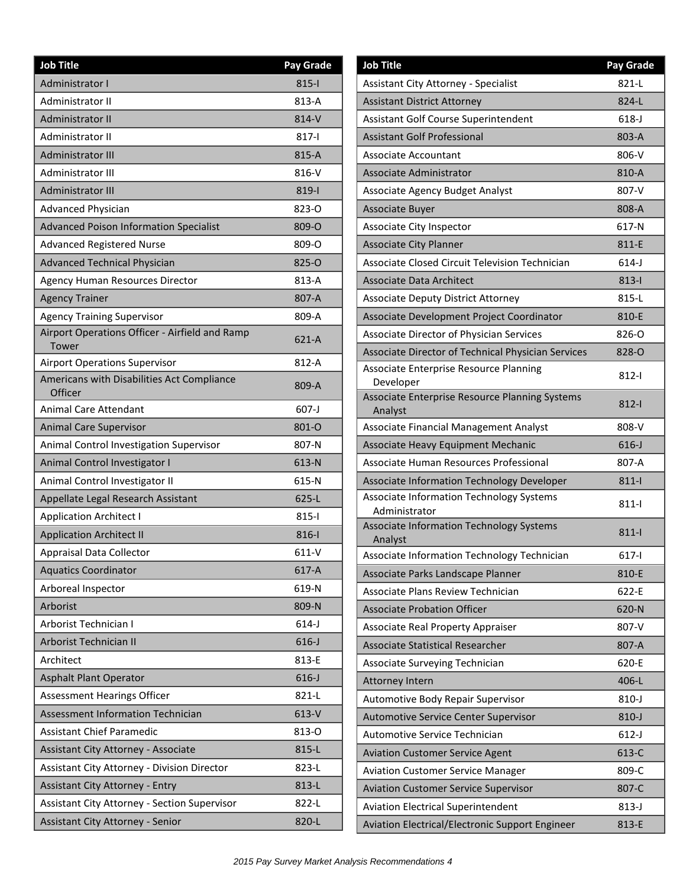| Job Title | Pay Grade |
|---|---|
| Administrator I | 815-I |
| Administrator II | 813-A |
| Administrator II | 814-V |
| Administrator II | 817-I |
| Administrator III | 815-A |
| Administrator III | 816-V |
| Administrator III | 819-I |
| Advanced Physician | 823-O |
| Advanced Poison Information Specialist | 809-O |
| Advanced Registered Nurse | 809-O |
| Advanced Technical Physician | 825-O |
| Agency Human Resources Director | 813-A |
| Agency Trainer | 807-A |
| Agency Training Supervisor | 809-A |
| Airport Operations Officer - Airfield and Ramp Tower | 621-A |
| Airport Operations Supervisor | 812-A |
| Americans with Disabilities Act Compliance Officer | 809-A |
| Animal Care Attendant | 607-J |
| Animal Care Supervisor | 801-O |
| Animal Control Investigation Supervisor | 807-N |
| Animal Control Investigator I | 613-N |
| Animal Control Investigator II | 615-N |
| Appellate Legal Research Assistant | 625-L |
| Application Architect I | 815-I |
| Application Architect II | 816-I |
| Appraisal Data Collector | 611-V |
| Aquatics Coordinator | 617-A |
| Arboreal Inspector | 619-N |
| Arborist | 809-N |
| Arborist Technician I | 614-J |
| Arborist Technician II | 616-J |
| Architect | 813-E |
| Asphalt Plant Operator | 616-J |
| Assessment Hearings Officer | 821-L |
| Assessment Information Technician | 613-V |
| Assistant Chief Paramedic | 813-O |
| Assistant City Attorney - Associate | 815-L |
| Assistant City Attorney - Division Director | 823-L |
| Assistant City Attorney - Entry | 813-L |
| Assistant City Attorney - Section Supervisor | 822-L |
| Assistant City Attorney - Senior | 820-L |
| Assistant City Attorney - Specialist | 821-L |
| Assistant District Attorney | 824-L |
| Assistant Golf Course Superintendent | 618-J |
| Assistant Golf Professional | 803-A |
| Associate Accountant | 806-V |
| Associate Administrator | 810-A |
| Associate Agency Budget Analyst | 807-V |
| Associate Buyer | 808-A |
| Associate City Inspector | 617-N |
| Associate City Planner | 811-E |
| Associate Closed Circuit Television Technician | 614-J |
| Associate Data Architect | 813-I |
| Associate Deputy District Attorney | 815-L |
| Associate Development Project Coordinator | 810-E |
| Associate Director of Physician Services | 826-O |
| Associate Director of Technical Physician Services | 828-O |
| Associate Enterprise Resource Planning Developer | 812-I |
| Associate Enterprise Resource Planning Systems Analyst | 812-I |
| Associate Financial Management Analyst | 808-V |
| Associate Heavy Equipment Mechanic | 616-J |
| Associate Human Resources Professional | 807-A |
| Associate Information Technology Developer | 811-I |
| Associate Information Technology Systems Administrator | 811-I |
| Associate Information Technology Systems Analyst | 811-I |
| Associate Information Technology Technician | 617-I |
| Associate Parks Landscape Planner | 810-E |
| Associate Plans Review Technician | 622-E |
| Associate Probation Officer | 620-N |
| Associate Real Property Appraiser | 807-V |
| Associate Statistical Researcher | 807-A |
| Associate Surveying Technician | 620-E |
| Attorney Intern | 406-L |
| Automotive Body Repair Supervisor | 810-J |
| Automotive Service Center Supervisor | 810-J |
| Automotive Service Technician | 612-J |
| Aviation Customer Service Agent | 613-C |
| Aviation Customer Service Manager | 809-C |
| Aviation Customer Service Supervisor | 807-C |
| Aviation Electrical Superintendent | 813-J |
| Aviation Electrical/Electronic Support Engineer | 813-E |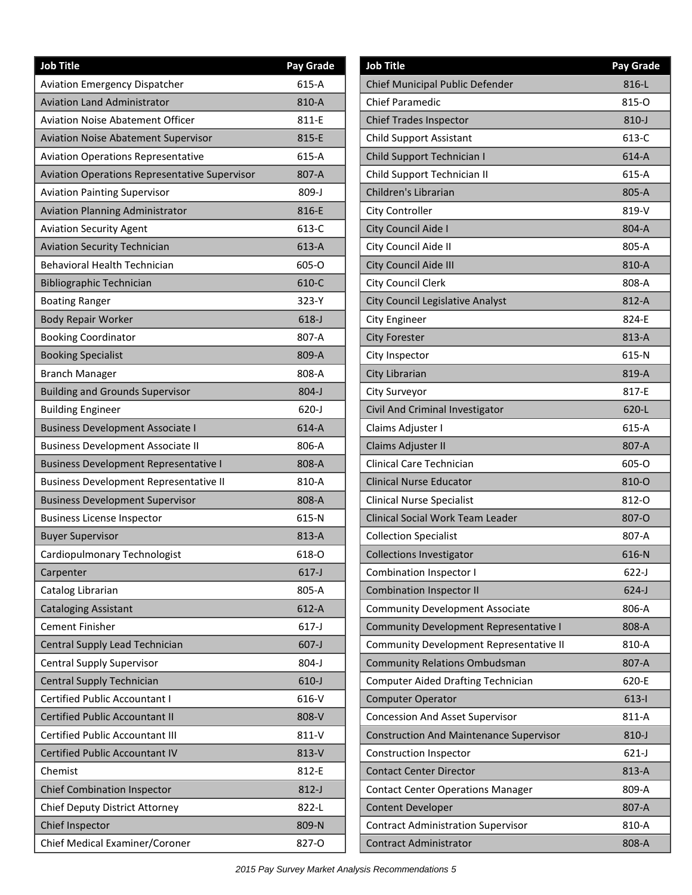| Job Title | Pay Grade |
|---|---|
| Aviation Emergency Dispatcher | 615-A |
| Aviation Land Administrator | 810-A |
| Aviation Noise Abatement Officer | 811-E |
| Aviation Noise Abatement Supervisor | 815-E |
| Aviation Operations Representative | 615-A |
| Aviation Operations Representative Supervisor | 807-A |
| Aviation Painting Supervisor | 809-J |
| Aviation Planning Administrator | 816-E |
| Aviation Security Agent | 613-C |
| Aviation Security Technician | 613-A |
| Behavioral Health Technician | 605-O |
| Bibliographic Technician | 610-C |
| Boating Ranger | 323-Y |
| Body Repair Worker | 618-J |
| Booking Coordinator | 807-A |
| Booking Specialist | 809-A |
| Branch Manager | 808-A |
| Building and Grounds Supervisor | 804-J |
| Building Engineer | 620-J |
| Business Development Associate I | 614-A |
| Business Development Associate II | 806-A |
| Business Development Representative I | 808-A |
| Business Development Representative II | 810-A |
| Business Development Supervisor | 808-A |
| Business License Inspector | 615-N |
| Buyer Supervisor | 813-A |
| Cardiopulmonary Technologist | 618-O |
| Carpenter | 617-J |
| Catalog Librarian | 805-A |
| Cataloging Assistant | 612-A |
| Cement Finisher | 617-J |
| Central Supply Lead Technician | 607-J |
| Central Supply Supervisor | 804-J |
| Central Supply Technician | 610-J |
| Certified Public Accountant I | 616-V |
| Certified Public Accountant II | 808-V |
| Certified Public Accountant III | 811-V |
| Certified Public Accountant IV | 813-V |
| Chemist | 812-E |
| Chief Combination Inspector | 812-J |
| Chief Deputy District Attorney | 822-L |
| Chief Inspector | 809-N |
| Chief Medical Examiner/Coroner | 827-O |
| Chief Municipal Public Defender | 816-L |
| Chief Paramedic | 815-O |
| Chief Trades Inspector | 810-J |
| Child Support Assistant | 613-C |
| Child Support Technician I | 614-A |
| Child Support Technician II | 615-A |
| Children's Librarian | 805-A |
| City Controller | 819-V |
| City Council Aide I | 804-A |
| City Council Aide II | 805-A |
| City Council Aide III | 810-A |
| City Council Clerk | 808-A |
| City Council Legislative Analyst | 812-A |
| City Engineer | 824-E |
| City Forester | 813-A |
| City Inspector | 615-N |
| City Librarian | 819-A |
| City Surveyor | 817-E |
| Civil And Criminal Investigator | 620-L |
| Claims Adjuster I | 615-A |
| Claims Adjuster II | 807-A |
| Clinical Care Technician | 605-O |
| Clinical Nurse Educator | 810-O |
| Clinical Nurse Specialist | 812-O |
| Clinical Social Work Team Leader | 807-O |
| Collection Specialist | 807-A |
| Collections Investigator | 616-N |
| Combination Inspector I | 622-J |
| Combination Inspector II | 624-J |
| Community Development Associate | 806-A |
| Community Development Representative I | 808-A |
| Community Development Representative II | 810-A |
| Community Relations Ombudsman | 807-A |
| Computer Aided Drafting Technician | 620-E |
| Computer Operator | 613-I |
| Concession And Asset Supervisor | 811-A |
| Construction And Maintenance Supervisor | 810-J |
| Construction Inspector | 621-J |
| Contact Center Director | 813-A |
| Contact Center Operations Manager | 809-A |
| Content Developer | 807-A |
| Contract Administration Supervisor | 810-A |
| Contract Administrator | 808-A |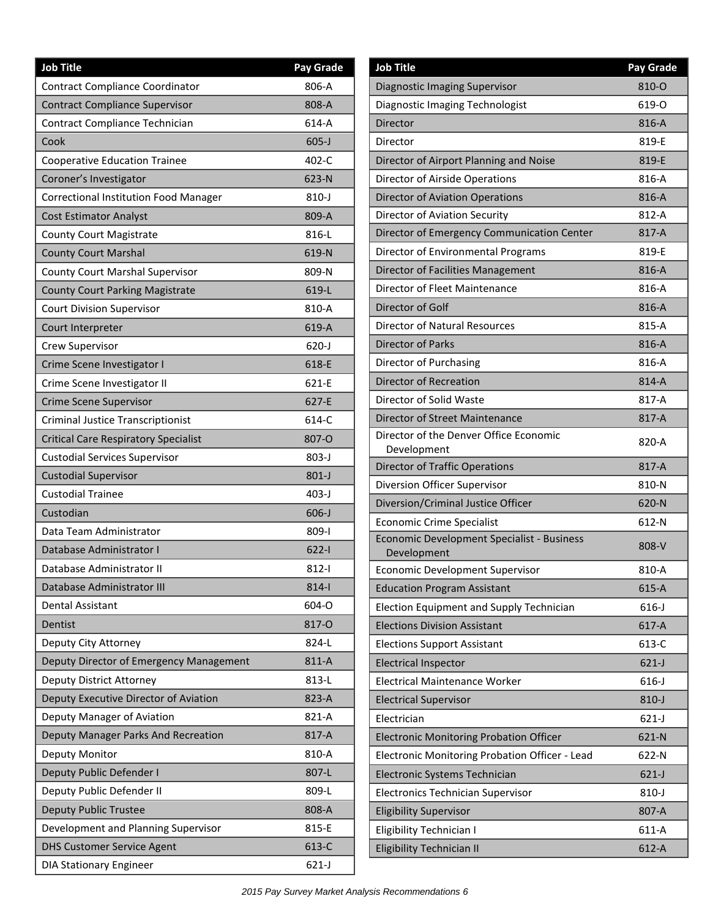| Job Title | Pay Grade |
|---|---|
| Contract Compliance Coordinator | 806-A |
| Contract Compliance Supervisor | 808-A |
| Contract Compliance Technician | 614-A |
| Cook | 605-J |
| Cooperative Education Trainee | 402-C |
| Coroner's Investigator | 623-N |
| Correctional Institution Food Manager | 810-J |
| Cost Estimator Analyst | 809-A |
| County Court Magistrate | 816-L |
| County Court Marshal | 619-N |
| County Court Marshal Supervisor | 809-N |
| County Court Parking Magistrate | 619-L |
| Court Division Supervisor | 810-A |
| Court Interpreter | 619-A |
| Crew Supervisor | 620-J |
| Crime Scene Investigator I | 618-E |
| Crime Scene Investigator II | 621-E |
| Crime Scene Supervisor | 627-E |
| Criminal Justice Transcriptionist | 614-C |
| Critical Care Respiratory Specialist | 807-O |
| Custodial Services Supervisor | 803-J |
| Custodial Supervisor | 801-J |
| Custodial Trainee | 403-J |
| Custodian | 606-J |
| Data Team Administrator | 809-I |
| Database Administrator I | 622-I |
| Database Administrator II | 812-I |
| Database Administrator III | 814-I |
| Dental Assistant | 604-O |
| Dentist | 817-O |
| Deputy City Attorney | 824-L |
| Deputy Director of Emergency Management | 811-A |
| Deputy District Attorney | 813-L |
| Deputy Executive Director of Aviation | 823-A |
| Deputy Manager of Aviation | 821-A |
| Deputy Manager Parks And Recreation | 817-A |
| Deputy Monitor | 810-A |
| Deputy Public Defender I | 807-L |
| Deputy Public Defender II | 809-L |
| Deputy Public Trustee | 808-A |
| Development and Planning Supervisor | 815-E |
| DHS Customer Service Agent | 613-C |
| DIA Stationary Engineer | 621-J |
| Diagnostic Imaging Supervisor | 810-O |
| Diagnostic Imaging Technologist | 619-O |
| Director | 816-A |
| Director | 819-E |
| Director of Airport Planning and Noise | 819-E |
| Director of Airside Operations | 816-A |
| Director of Aviation Operations | 816-A |
| Director of Aviation Security | 812-A |
| Director of Emergency Communication Center | 817-A |
| Director of Environmental Programs | 819-E |
| Director of Facilities Management | 816-A |
| Director of Fleet Maintenance | 816-A |
| Director of Golf | 816-A |
| Director of Natural Resources | 815-A |
| Director of Parks | 816-A |
| Director of Purchasing | 816-A |
| Director of Recreation | 814-A |
| Director of Solid Waste | 817-A |
| Director of Street Maintenance | 817-A |
| Director of the Denver Office Economic Development | 820-A |
| Director of Traffic Operations | 817-A |
| Diversion Officer Supervisor | 810-N |
| Diversion/Criminal Justice Officer | 620-N |
| Economic Crime Specialist | 612-N |
| Economic Development Specialist - Business Development | 808-V |
| Economic Development Supervisor | 810-A |
| Education Program Assistant | 615-A |
| Election Equipment and Supply Technician | 616-J |
| Elections Division Assistant | 617-A |
| Elections Support Assistant | 613-C |
| Electrical Inspector | 621-J |
| Electrical Maintenance Worker | 616-J |
| Electrical Supervisor | 810-J |
| Electrician | 621-J |
| Electronic Monitoring Probation Officer | 621-N |
| Electronic Monitoring Probation Officer - Lead | 622-N |
| Electronic Systems Technician | 621-J |
| Electronics Technician Supervisor | 810-J |
| Eligibility Supervisor | 807-A |
| Eligibility Technician I | 611-A |
| Eligibility Technician II | 612-A |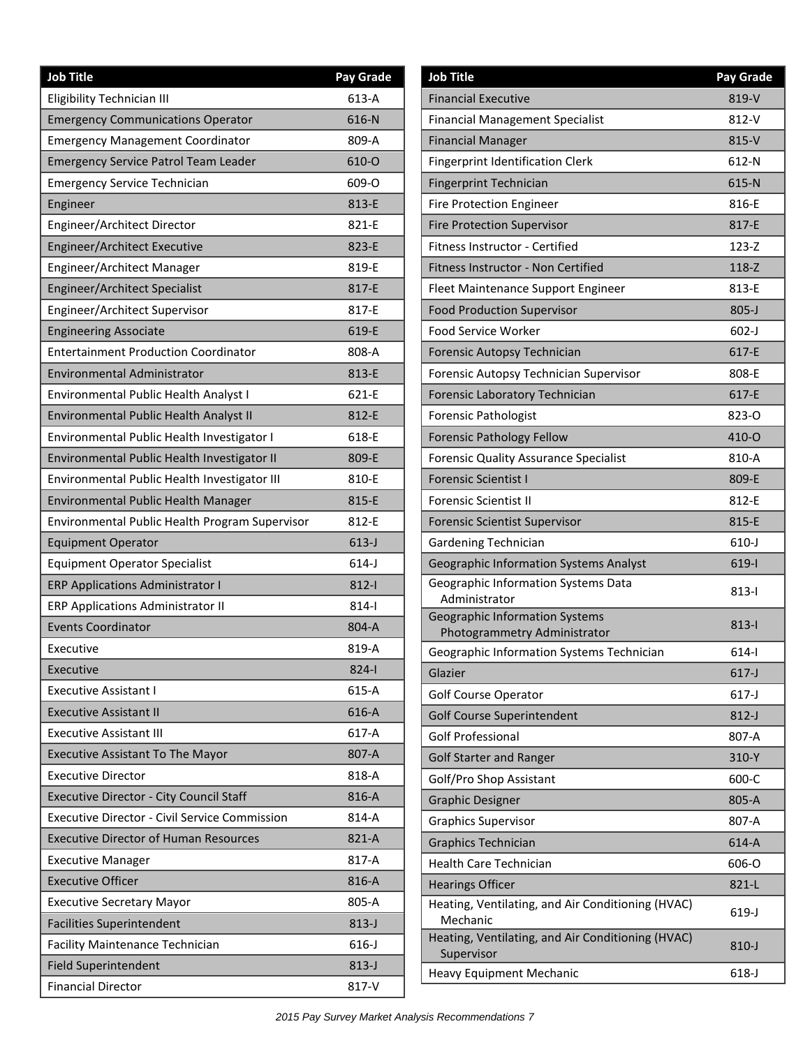| Job Title | Pay Grade |
|---|---|
| Eligibility Technician III | 613-A |
| Emergency Communications Operator | 616-N |
| Emergency Management Coordinator | 809-A |
| Emergency Service Patrol Team Leader | 610-O |
| Emergency Service Technician | 609-O |
| Engineer | 813-E |
| Engineer/Architect Director | 821-E |
| Engineer/Architect Executive | 823-E |
| Engineer/Architect Manager | 819-E |
| Engineer/Architect Specialist | 817-E |
| Engineer/Architect Supervisor | 817-E |
| Engineering Associate | 619-E |
| Entertainment Production Coordinator | 808-A |
| Environmental Administrator | 813-E |
| Environmental Public Health Analyst I | 621-E |
| Environmental Public Health Analyst II | 812-E |
| Environmental Public Health Investigator I | 618-E |
| Environmental Public Health Investigator II | 809-E |
| Environmental Public Health Investigator III | 810-E |
| Environmental Public Health Manager | 815-E |
| Environmental Public Health Program Supervisor | 812-E |
| Equipment Operator | 613-J |
| Equipment Operator Specialist | 614-J |
| ERP Applications Administrator I | 812-I |
| ERP Applications Administrator II | 814-I |
| Events Coordinator | 804-A |
| Executive | 819-A |
| Executive | 824-I |
| Executive Assistant I | 615-A |
| Executive Assistant II | 616-A |
| Executive Assistant III | 617-A |
| Executive Assistant To The Mayor | 807-A |
| Executive Director | 818-A |
| Executive Director - City Council Staff | 816-A |
| Executive Director - Civil Service Commission | 814-A |
| Executive Director of Human Resources | 821-A |
| Executive Manager | 817-A |
| Executive Officer | 816-A |
| Executive Secretary Mayor | 805-A |
| Facilities Superintendent | 813-J |
| Facility Maintenance Technician | 616-J |
| Field Superintendent | 813-J |
| Financial Director | 817-V |
| Financial Executive | 819-V |
| Financial Management Specialist | 812-V |
| Financial Manager | 815-V |
| Fingerprint Identification Clerk | 612-N |
| Fingerprint Technician | 615-N |
| Fire Protection Engineer | 816-E |
| Fire Protection Supervisor | 817-E |
| Fitness Instructor - Certified | 123-Z |
| Fitness Instructor - Non Certified | 118-Z |
| Fleet Maintenance Support Engineer | 813-E |
| Food Production Supervisor | 805-J |
| Food Service Worker | 602-J |
| Forensic Autopsy Technician | 617-E |
| Forensic Autopsy Technician Supervisor | 808-E |
| Forensic Laboratory Technician | 617-E |
| Forensic Pathologist | 823-O |
| Forensic Pathology Fellow | 410-O |
| Forensic Quality Assurance Specialist | 810-A |
| Forensic Scientist I | 809-E |
| Forensic Scientist II | 812-E |
| Forensic Scientist Supervisor | 815-E |
| Gardening Technician | 610-J |
| Geographic Information Systems Analyst | 619-I |
| Geographic Information Systems Data Administrator | 813-I |
| Geographic Information Systems Photogrammetry Administrator | 813-I |
| Geographic Information Systems Technician | 614-I |
| Glazier | 617-J |
| Golf Course Operator | 617-J |
| Golf Course Superintendent | 812-J |
| Golf Professional | 807-A |
| Golf Starter and Ranger | 310-Y |
| Golf/Pro Shop Assistant | 600-C |
| Graphic Designer | 805-A |
| Graphics Supervisor | 807-A |
| Graphics Technician | 614-A |
| Health Care Technician | 606-O |
| Hearings Officer | 821-L |
| Heating, Ventilating, and Air Conditioning (HVAC) Mechanic | 619-J |
| Heating, Ventilating, and Air Conditioning (HVAC) Supervisor | 810-J |
| Heavy Equipment Mechanic | 618-J |

*2015 Pay Survey Market Analysis Recommendations*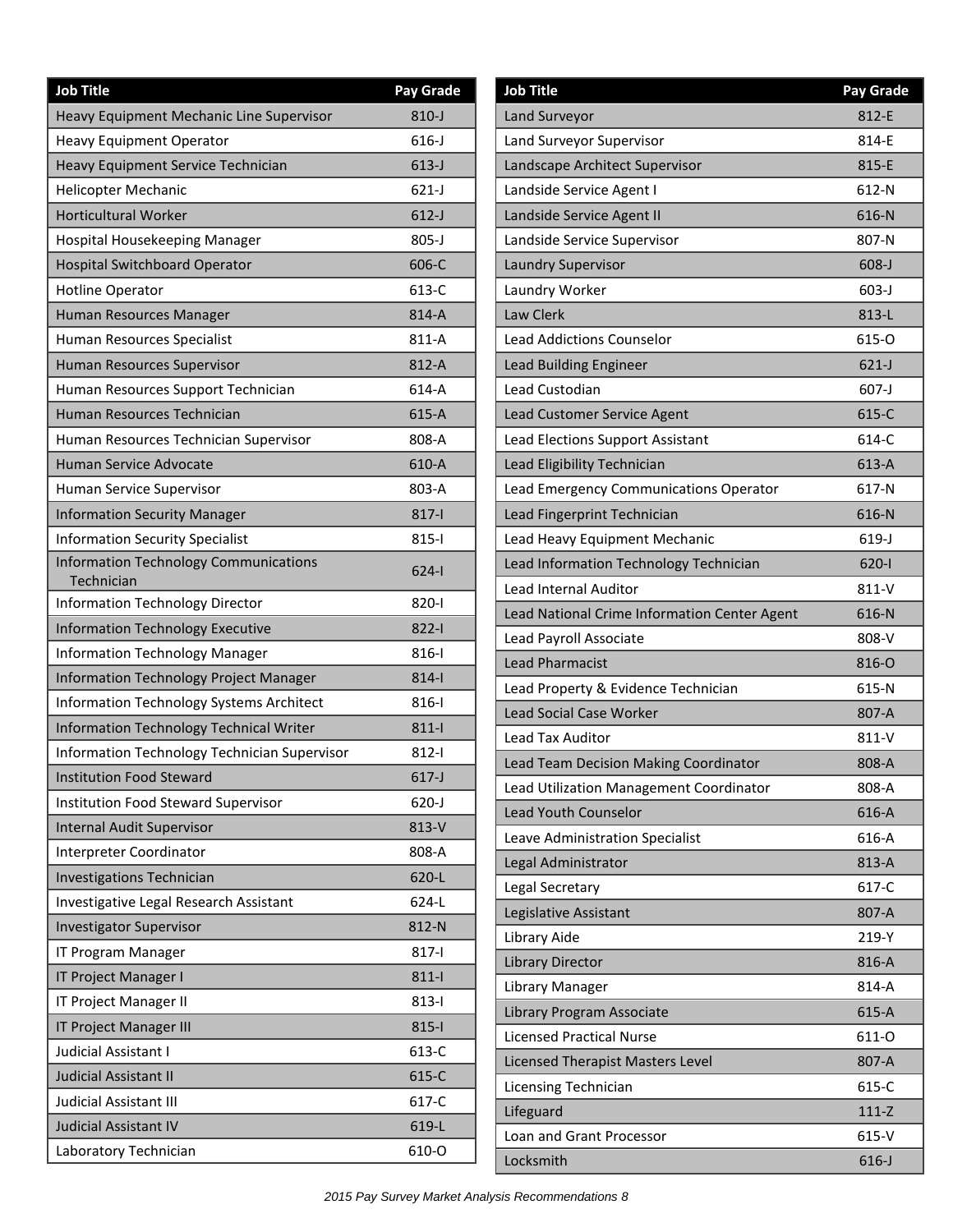| Job Title | Pay Grade |
|---|---|
| Heavy Equipment Mechanic Line Supervisor | 810-J |
| Heavy Equipment Operator | 616-J |
| Heavy Equipment Service Technician | 613-J |
| Helicopter Mechanic | 621-J |
| Horticultural Worker | 612-J |
| Hospital Housekeeping Manager | 805-J |
| Hospital Switchboard Operator | 606-C |
| Hotline Operator | 613-C |
| Human Resources Manager | 814-A |
| Human Resources Specialist | 811-A |
| Human Resources Supervisor | 812-A |
| Human Resources Support Technician | 614-A |
| Human Resources Technician | 615-A |
| Human Resources Technician Supervisor | 808-A |
| Human Service Advocate | 610-A |
| Human Service Supervisor | 803-A |
| Information Security Manager | 817-I |
| Information Security Specialist | 815-I |
| Information Technology Communications Technician | 624-I |
| Information Technology Director | 820-I |
| Information Technology Executive | 822-I |
| Information Technology Manager | 816-I |
| Information Technology Project Manager | 814-I |
| Information Technology Systems Architect | 816-I |
| Information Technology Technical Writer | 811-I |
| Information Technology Technician Supervisor | 812-I |
| Institution Food Steward | 617-J |
| Institution Food Steward Supervisor | 620-J |
| Internal Audit Supervisor | 813-V |
| Interpreter Coordinator | 808-A |
| Investigations Technician | 620-L |
| Investigative Legal Research Assistant | 624-L |
| Investigator Supervisor | 812-N |
| IT Program Manager | 817-I |
| IT Project Manager I | 811-I |
| IT Project Manager II | 813-I |
| IT Project Manager III | 815-I |
| Judicial Assistant I | 613-C |
| Judicial Assistant II | 615-C |
| Judicial Assistant III | 617-C |
| Judicial Assistant IV | 619-L |
| Laboratory Technician | 610-O |

| Job Title | Pay Grade |
|---|---|
| Land Surveyor | 812-E |
| Land Surveyor Supervisor | 814-E |
| Landscape Architect Supervisor | 815-E |
| Landside Service Agent I | 612-N |
| Landside Service Agent II | 616-N |
| Landside Service Supervisor | 807-N |
| Laundry Supervisor | 608-J |
| Laundry Worker | 603-J |
| Law Clerk | 813-L |
| Lead Addictions Counselor | 615-O |
| Lead Building Engineer | 621-J |
| Lead Custodian | 607-J |
| Lead Customer Service Agent | 615-C |
| Lead Elections Support Assistant | 614-C |
| Lead Eligibility Technician | 613-A |
| Lead Emergency Communications Operator | 617-N |
| Lead Fingerprint Technician | 616-N |
| Lead Heavy Equipment Mechanic | 619-J |
| Lead Information Technology Technician | 620-I |
| Lead Internal Auditor | 811-V |
| Lead National Crime Information Center Agent | 616-N |
| Lead Payroll Associate | 808-V |
| Lead Pharmacist | 816-O |
| Lead Property & Evidence Technician | 615-N |
| Lead Social Case Worker | 807-A |
| Lead Tax Auditor | 811-V |
| Lead Team Decision Making Coordinator | 808-A |
| Lead Utilization Management Coordinator | 808-A |
| Lead Youth Counselor | 616-A |
| Leave Administration Specialist | 616-A |
| Legal Administrator | 813-A |
| Legal Secretary | 617-C |
| Legislative Assistant | 807-A |
| Library Aide | 219-Y |
| Library Director | 816-A |
| Library Manager | 814-A |
| Library Program Associate | 615-A |
| Licensed Practical Nurse | 611-O |
| Licensed Therapist Masters Level | 807-A |
| Licensing Technician | 615-C |
| Lifeguard | 111-Z |
| Loan and Grant Processor | 615-V |
| Locksmith | 616-J |

*2015 Pay Survey Market Analysis Recommendations 8*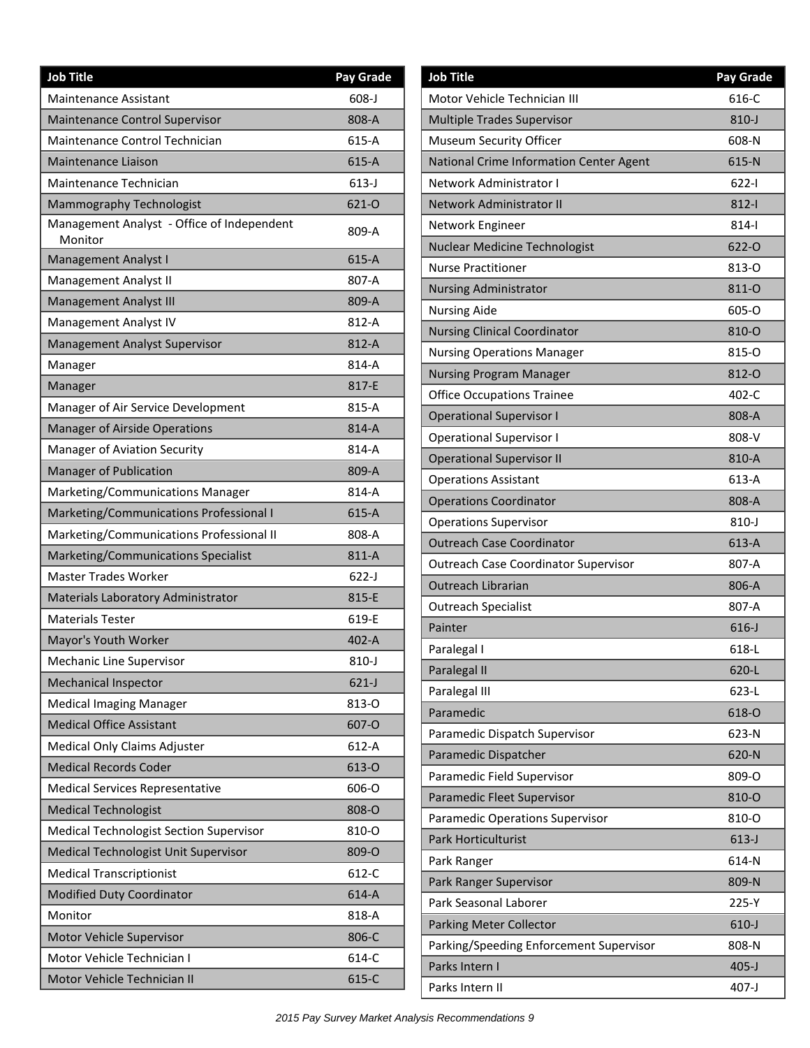| Job Title | Pay Grade |
|---|---|
| Maintenance Assistant | 608-J |
| Maintenance Control Supervisor | 808-A |
| Maintenance Control Technician | 615-A |
| Maintenance Liaison | 615-A |
| Maintenance Technician | 613-J |
| Mammography Technologist | 621-O |
| Management Analyst - Office of Independent Monitor | 809-A |
| Management Analyst I | 615-A |
| Management Analyst II | 807-A |
| Management Analyst III | 809-A |
| Management Analyst IV | 812-A |
| Management Analyst Supervisor | 812-A |
| Manager | 814-A |
| Manager | 817-E |
| Manager of Air Service Development | 815-A |
| Manager of Airside Operations | 814-A |
| Manager of Aviation Security | 814-A |
| Manager of Publication | 809-A |
| Marketing/Communications Manager | 814-A |
| Marketing/Communications Professional I | 615-A |
| Marketing/Communications Professional II | 808-A |
| Marketing/Communications Specialist | 811-A |
| Master Trades Worker | 622-J |
| Materials Laboratory Administrator | 815-E |
| Materials Tester | 619-E |
| Mayor's Youth Worker | 402-A |
| Mechanic Line Supervisor | 810-J |
| Mechanical Inspector | 621-J |
| Medical Imaging Manager | 813-O |
| Medical Office Assistant | 607-O |
| Medical Only Claims Adjuster | 612-A |
| Medical Records Coder | 613-O |
| Medical Services Representative | 606-O |
| Medical Technologist | 808-O |
| Medical Technologist Section Supervisor | 810-O |
| Medical Technologist Unit Supervisor | 809-O |
| Medical Transcriptionist | 612-C |
| Modified Duty Coordinator | 614-A |
| Monitor | 818-A |
| Motor Vehicle Supervisor | 806-C |
| Motor Vehicle Technician I | 614-C |
| Motor Vehicle Technician II | 615-C |
| Motor Vehicle Technician III | 616-C |
| Multiple Trades Supervisor | 810-J |
| Museum Security Officer | 608-N |
| National Crime Information Center Agent | 615-N |
| Network Administrator I | 622-I |
| Network Administrator II | 812-I |
| Network Engineer | 814-I |
| Nuclear Medicine Technologist | 622-O |
| Nurse Practitioner | 813-O |
| Nursing Administrator | 811-O |
| Nursing Aide | 605-O |
| Nursing Clinical Coordinator | 810-O |
| Nursing Operations Manager | 815-O |
| Nursing Program Manager | 812-O |
| Office Occupations Trainee | 402-C |
| Operational Supervisor I | 808-A |
| Operational Supervisor I | 808-V |
| Operational Supervisor II | 810-A |
| Operations Assistant | 613-A |
| Operations Coordinator | 808-A |
| Operations Supervisor | 810-J |
| Outreach Case Coordinator | 613-A |
| Outreach Case Coordinator Supervisor | 807-A |
| Outreach Librarian | 806-A |
| Outreach Specialist | 807-A |
| Painter | 616-J |
| Paralegal I | 618-L |
| Paralegal II | 620-L |
| Paralegal III | 623-L |
| Paramedic | 618-O |
| Paramedic Dispatch Supervisor | 623-N |
| Paramedic Dispatcher | 620-N |
| Paramedic Field Supervisor | 809-O |
| Paramedic Fleet Supervisor | 810-O |
| Paramedic Operations Supervisor | 810-O |
| Park Horticulturist | 613-J |
| Park Ranger | 614-N |
| Park Ranger Supervisor | 809-N |
| Park Seasonal Laborer | 225-Y |
| Parking Meter Collector | 610-J |
| Parking/Speeding Enforcement Supervisor | 808-N |
| Parks Intern I | 405-J |
| Parks Intern II | 407-J |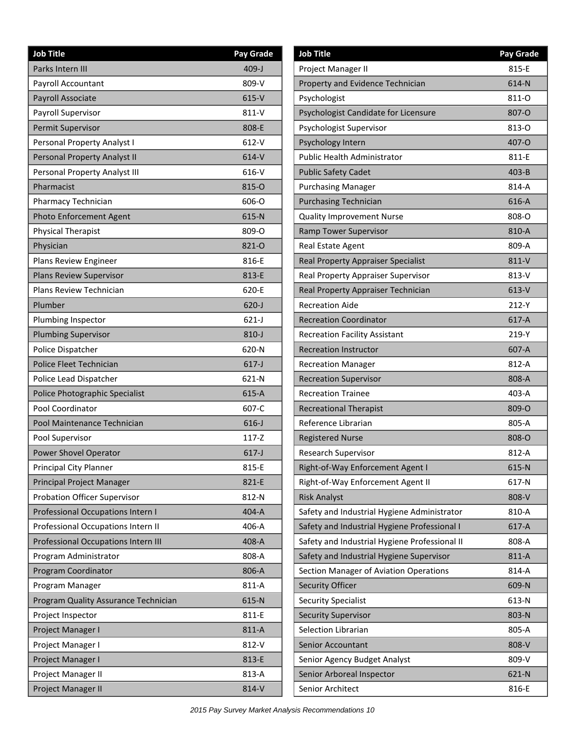| Job Title | Pay Grade |
|---|---|
| Parks Intern III | 409-J |
| Payroll Accountant | 809-V |
| Payroll Associate | 615-V |
| Payroll Supervisor | 811-V |
| Permit Supervisor | 808-E |
| Personal Property Analyst I | 612-V |
| Personal Property Analyst II | 614-V |
| Personal Property Analyst III | 616-V |
| Pharmacist | 815-O |
| Pharmacy Technician | 606-O |
| Photo Enforcement Agent | 615-N |
| Physical Therapist | 809-O |
| Physician | 821-O |
| Plans Review Engineer | 816-E |
| Plans Review Supervisor | 813-E |
| Plans Review Technician | 620-E |
| Plumber | 620-J |
| Plumbing Inspector | 621-J |
| Plumbing Supervisor | 810-J |
| Police Dispatcher | 620-N |
| Police Fleet Technician | 617-J |
| Police Lead Dispatcher | 621-N |
| Police Photographic Specialist | 615-A |
| Pool Coordinator | 607-C |
| Pool Maintenance Technician | 616-J |
| Pool Supervisor | 117-Z |
| Power Shovel Operator | 617-J |
| Principal City Planner | 815-E |
| Principal Project Manager | 821-E |
| Probation Officer Supervisor | 812-N |
| Professional Occupations Intern I | 404-A |
| Professional Occupations Intern II | 406-A |
| Professional Occupations Intern III | 408-A |
| Program Administrator | 808-A |
| Program Coordinator | 806-A |
| Program Manager | 811-A |
| Program Quality Assurance Technician | 615-N |
| Project Inspector | 811-E |
| Project Manager I | 811-A |
| Project Manager I | 812-V |
| Project Manager I | 813-E |
| Project Manager II | 813-A |
| Project Manager II | 814-V |
| Project Manager II | 815-E |
| Property and Evidence Technician | 614-N |
| Psychologist | 811-O |
| Psychologist Candidate for Licensure | 807-O |
| Psychologist Supervisor | 813-O |
| Psychology Intern | 407-O |
| Public Health Administrator | 811-E |
| Public Safety Cadet | 403-B |
| Purchasing Manager | 814-A |
| Purchasing Technician | 616-A |
| Quality Improvement Nurse | 808-O |
| Ramp Tower Supervisor | 810-A |
| Real Estate Agent | 809-A |
| Real Property Appraiser Specialist | 811-V |
| Real Property Appraiser Supervisor | 813-V |
| Real Property Appraiser Technician | 613-V |
| Recreation Aide | 212-Y |
| Recreation Coordinator | 617-A |
| Recreation Facility Assistant | 219-Y |
| Recreation Instructor | 607-A |
| Recreation Manager | 812-A |
| Recreation Supervisor | 808-A |
| Recreation Trainee | 403-A |
| Recreational Therapist | 809-O |
| Reference Librarian | 805-A |
| Registered Nurse | 808-O |
| Research Supervisor | 812-A |
| Right-of-Way Enforcement Agent I | 615-N |
| Right-of-Way Enforcement Agent II | 617-N |
| Risk Analyst | 808-V |
| Safety and Industrial Hygiene Administrator | 810-A |
| Safety and Industrial Hygiene Professional I | 617-A |
| Safety and Industrial Hygiene Professional II | 808-A |
| Safety and Industrial Hygiene Supervisor | 811-A |
| Section Manager of Aviation Operations | 814-A |
| Security Officer | 609-N |
| Security Specialist | 613-N |
| Security Supervisor | 803-N |
| Selection Librarian | 805-A |
| Senior Accountant | 808-V |
| Senior Agency Budget Analyst | 809-V |
| Senior Arboreal Inspector | 621-N |
| Senior Architect | 816-E |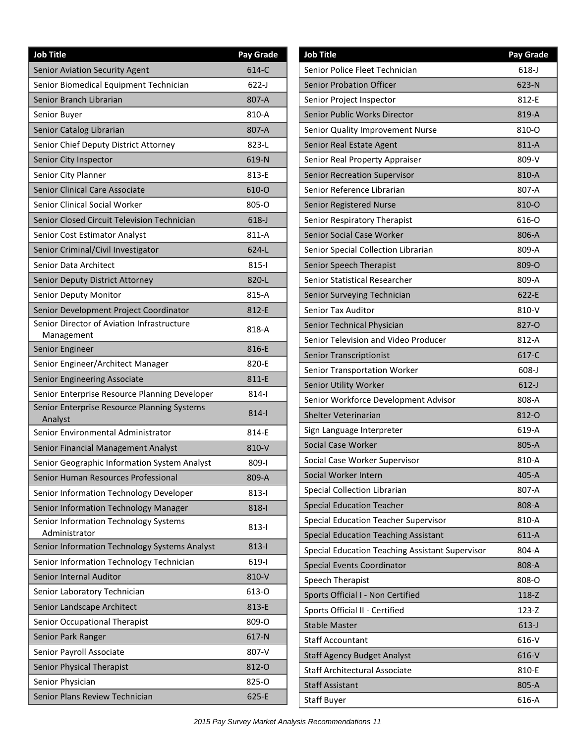| Job Title | Pay Grade |
| --- | --- |
| Senior Aviation Security Agent | 614-C |
| Senior Biomedical Equipment Technician | 622-J |
| Senior Branch Librarian | 807-A |
| Senior Buyer | 810-A |
| Senior Catalog Librarian | 807-A |
| Senior Chief Deputy District Attorney | 823-L |
| Senior City Inspector | 619-N |
| Senior City Planner | 813-E |
| Senior Clinical Care Associate | 610-O |
| Senior Clinical Social Worker | 805-O |
| Senior Closed Circuit Television Technician | 618-J |
| Senior Cost Estimator Analyst | 811-A |
| Senior Criminal/Civil Investigator | 624-L |
| Senior Data Architect | 815-I |
| Senior Deputy District Attorney | 820-L |
| Senior Deputy Monitor | 815-A |
| Senior Development Project Coordinator | 812-E |
| Senior Director of Aviation Infrastructure Management | 818-A |
| Senior Engineer | 816-E |
| Senior Engineer/Architect Manager | 820-E |
| Senior Engineering Associate | 811-E |
| Senior Enterprise Resource Planning Developer | 814-I |
| Senior Enterprise Resource Planning Systems Analyst | 814-I |
| Senior Environmental Administrator | 814-E |
| Senior Financial Management Analyst | 810-V |
| Senior Geographic Information System Analyst | 809-I |
| Senior Human Resources Professional | 809-A |
| Senior Information Technology Developer | 813-I |
| Senior Information Technology Manager | 818-I |
| Senior Information Technology Systems Administrator | 813-I |
| Senior Information Technology Systems Analyst | 813-I |
| Senior Information Technology Technician | 619-I |
| Senior Internal Auditor | 810-V |
| Senior Laboratory Technician | 613-O |
| Senior Landscape Architect | 813-E |
| Senior Occupational Therapist | 809-O |
| Senior Park Ranger | 617-N |
| Senior Payroll Associate | 807-V |
| Senior Physical Therapist | 812-O |
| Senior Physician | 825-O |
| Senior Plans Review Technician | 625-E |
| Senior Police Fleet Technician | 618-J |
| Senior Probation Officer | 623-N |
| Senior Project Inspector | 812-E |
| Senior Public Works Director | 819-A |
| Senior Quality Improvement Nurse | 810-O |
| Senior Real Estate Agent | 811-A |
| Senior Real Property Appraiser | 809-V |
| Senior Recreation Supervisor | 810-A |
| Senior Reference Librarian | 807-A |
| Senior Registered Nurse | 810-O |
| Senior Respiratory Therapist | 616-O |
| Senior Social Case Worker | 806-A |
| Senior Special Collection Librarian | 809-A |
| Senior Speech Therapist | 809-O |
| Senior Statistical Researcher | 809-A |
| Senior Surveying Technician | 622-E |
| Senior Tax Auditor | 810-V |
| Senior Technical Physician | 827-O |
| Senior Television and Video Producer | 812-A |
| Senior Transcriptionist | 617-C |
| Senior Transportation Worker | 608-J |
| Senior Utility Worker | 612-J |
| Senior Workforce Development Advisor | 808-A |
| Shelter Veterinarian | 812-O |
| Sign Language Interpreter | 619-A |
| Social Case Worker | 805-A |
| Social Case Worker Supervisor | 810-A |
| Social Worker Intern | 405-A |
| Special Collection Librarian | 807-A |
| Special Education Teacher | 808-A |
| Special Education Teacher Supervisor | 810-A |
| Special Education Teaching Assistant | 611-A |
| Special Education Teaching Assistant Supervisor | 804-A |
| Special Events Coordinator | 808-A |
| Speech Therapist | 808-O |
| Sports Official I - Non Certified | 118-Z |
| Sports Official II - Certified | 123-Z |
| Stable Master | 613-J |
| Staff Accountant | 616-V |
| Staff Agency Budget Analyst | 616-V |
| Staff Architectural Associate | 810-E |
| Staff Assistant | 805-A |
| Staff Buyer | 616-A |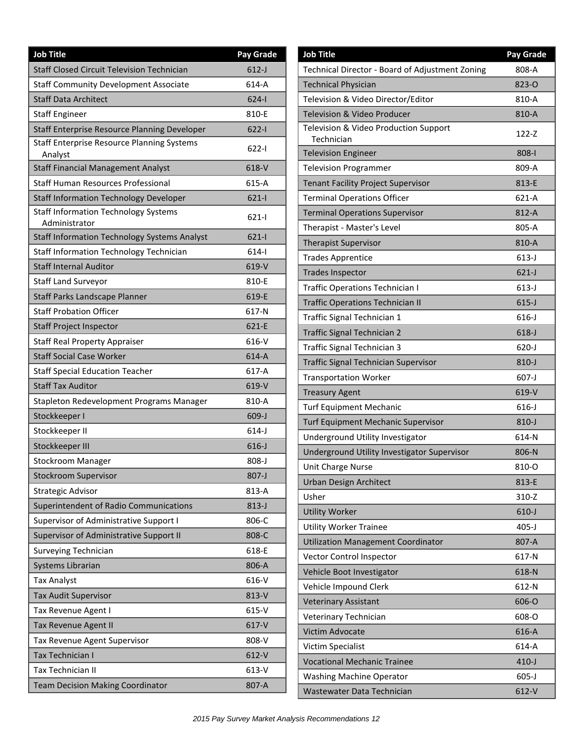| Job Title | Pay Grade |
|---|---|
| Staff Closed Circuit Television Technician | 612-J |
| Staff Community Development Associate | 614-A |
| Staff Data Architect | 624-I |
| Staff Engineer | 810-E |
| Staff Enterprise Resource Planning Developer | 622-I |
| Staff Enterprise Resource Planning Systems Analyst | 622-I |
| Staff Financial Management Analyst | 618-V |
| Staff Human Resources Professional | 615-A |
| Staff Information Technology Developer | 621-I |
| Staff Information Technology Systems Administrator | 621-I |
| Staff Information Technology Systems Analyst | 621-I |
| Staff Information Technology Technician | 614-I |
| Staff Internal Auditor | 619-V |
| Staff Land Surveyor | 810-E |
| Staff Parks Landscape Planner | 619-E |
| Staff Probation Officer | 617-N |
| Staff Project Inspector | 621-E |
| Staff Real Property Appraiser | 616-V |
| Staff Social Case Worker | 614-A |
| Staff Special Education Teacher | 617-A |
| Staff Tax Auditor | 619-V |
| Stapleton Redevelopment Programs Manager | 810-A |
| Stockkeeper I | 609-J |
| Stockkeeper II | 614-J |
| Stockkeeper III | 616-J |
| Stockroom Manager | 808-J |
| Stockroom Supervisor | 807-J |
| Strategic Advisor | 813-A |
| Superintendent of Radio Communications | 813-J |
| Supervisor of Administrative Support I | 806-C |
| Supervisor of Administrative Support II | 808-C |
| Surveying Technician | 618-E |
| Systems Librarian | 806-A |
| Tax Analyst | 616-V |
| Tax Audit Supervisor | 813-V |
| Tax Revenue Agent I | 615-V |
| Tax Revenue Agent II | 617-V |
| Tax Revenue Agent Supervisor | 808-V |
| Tax Technician I | 612-V |
| Tax Technician II | 613-V |
| Team Decision Making Coordinator | 807-A |
| Technical Director - Board of Adjustment Zoning | 808-A |
| Technical Physician | 823-O |
| Television & Video Director/Editor | 810-A |
| Television & Video Producer | 810-A |
| Television & Video Production Support Technician | 122-Z |
| Television Engineer | 808-I |
| Television Programmer | 809-A |
| Tenant Facility Project Supervisor | 813-E |
| Terminal Operations Officer | 621-A |
| Terminal Operations Supervisor | 812-A |
| Therapist - Master's Level | 805-A |
| Therapist Supervisor | 810-A |
| Trades Apprentice | 613-J |
| Trades Inspector | 621-J |
| Traffic Operations Technician I | 613-J |
| Traffic Operations Technician II | 615-J |
| Traffic Signal Technician 1 | 616-J |
| Traffic Signal Technician 2 | 618-J |
| Traffic Signal Technician 3 | 620-J |
| Traffic Signal Technician Supervisor | 810-J |
| Transportation Worker | 607-J |
| Treasury Agent | 619-V |
| Turf Equipment Mechanic | 616-J |
| Turf Equipment Mechanic Supervisor | 810-J |
| Underground Utility Investigator | 614-N |
| Underground Utility Investigator Supervisor | 806-N |
| Unit Charge Nurse | 810-O |
| Urban Design Architect | 813-E |
| Usher | 310-Z |
| Utility Worker | 610-J |
| Utility Worker Trainee | 405-J |
| Utilization Management Coordinator | 807-A |
| Vector Control Inspector | 617-N |
| Vehicle Boot Investigator | 618-N |
| Vehicle Impound Clerk | 612-N |
| Veterinary Assistant | 606-O |
| Veterinary Technician | 608-O |
| Victim Advocate | 616-A |
| Victim Specialist | 614-A |
| Vocational Mechanic Trainee | 410-J |
| Washing Machine Operator | 605-J |
| Wastewater Data Technician | 612-V |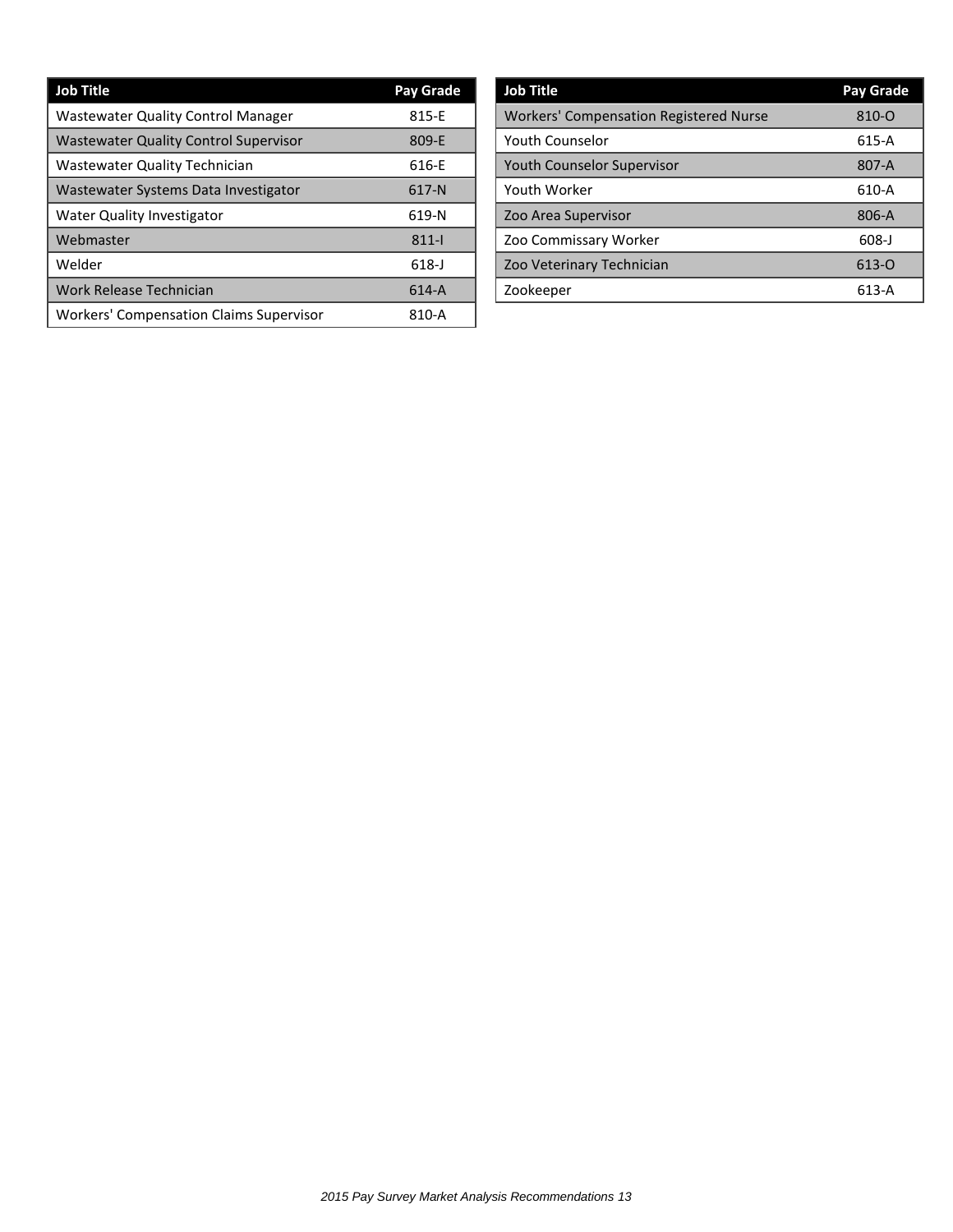| Job Title | Pay Grade |
|---|---|
| Wastewater Quality Control Manager | 815-E |
| Wastewater Quality Control Supervisor | 809-E |
| Wastewater Quality Technician | 616-E |
| Wastewater Systems Data Investigator | 617-N |
| Water Quality Investigator | 619-N |
| Webmaster | 811-I |
| Welder | 618-J |
| Work Release Technician | 614-A |
| Workers' Compensation Claims Supervisor | 810-A |

| Job Title | Pay Grade |
|---|---|
| Workers' Compensation Registered Nurse | 810-O |
| Youth Counselor | 615-A |
| Youth Counselor Supervisor | 807-A |
| Youth Worker | 610-A |
| Zoo Area Supervisor | 806-A |
| Zoo Commissary Worker | 608-J |
| Zoo Veterinary Technician | 613-O |
| Zookeeper | 613-A |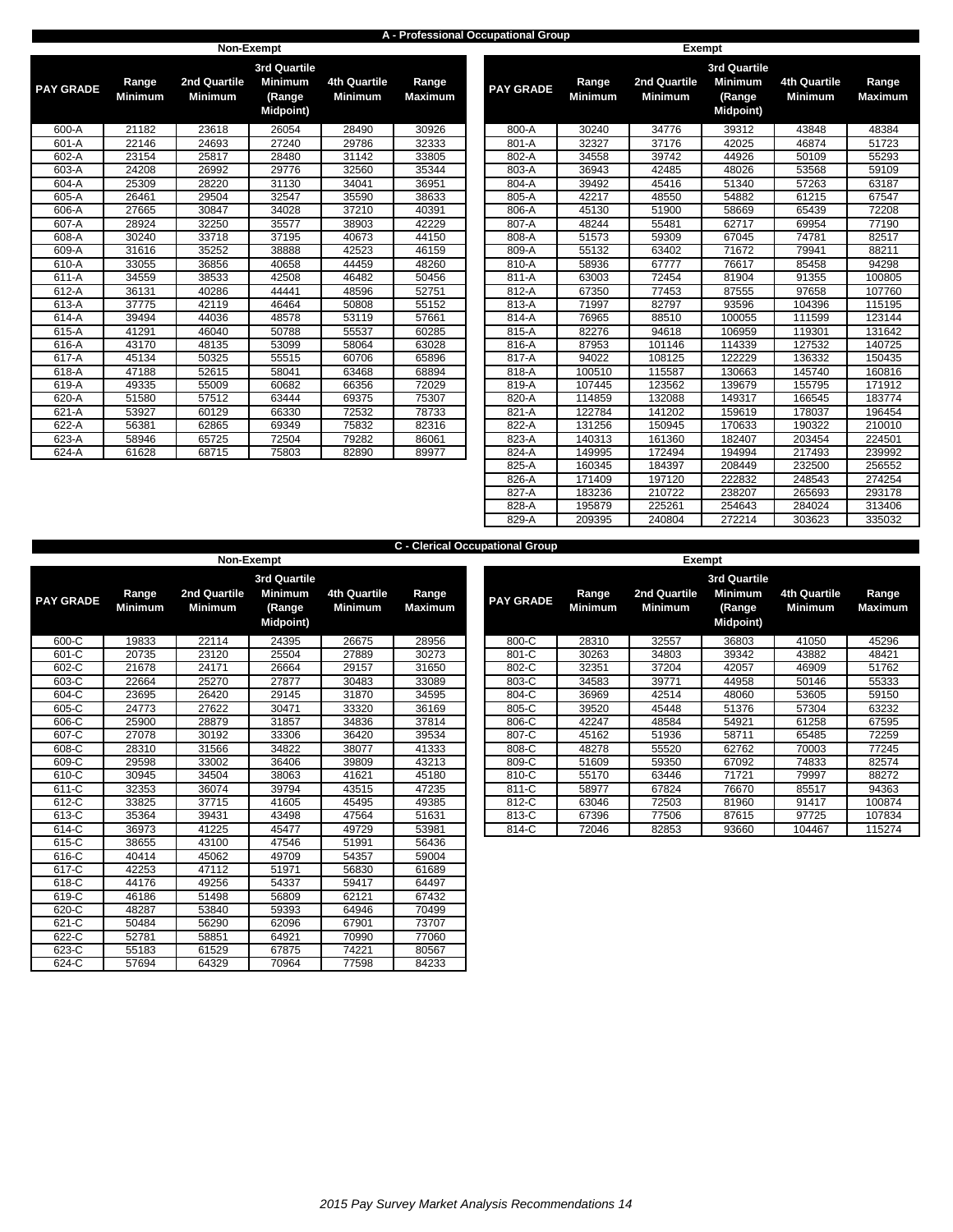## A - Professional Occupational Group

### Non-Exempt

| PAY GRADE | Range Minimum | 2nd Quartile Minimum | 3rd Quartile Minimum (Range Midpoint) | 4th Quartile Minimum | Range Maximum |
|---|---|---|---|---|---|
| 600-A | 21182 | 23618 | 26054 | 28490 | 30926 |
| 601-A | 22146 | 24693 | 27240 | 29786 | 32333 |
| 602-A | 23154 | 25817 | 28480 | 31142 | 33805 |
| 603-A | 24208 | 26992 | 29776 | 32560 | 35344 |
| 604-A | 25309 | 28220 | 31130 | 34041 | 36951 |
| 605-A | 26461 | 29504 | 32547 | 35590 | 38633 |
| 606-A | 27665 | 30847 | 34028 | 37210 | 40391 |
| 607-A | 28924 | 32250 | 35577 | 38903 | 42229 |
| 608-A | 30240 | 33718 | 37195 | 40673 | 44150 |
| 609-A | 31616 | 35252 | 38888 | 42523 | 46159 |
| 610-A | 33055 | 36856 | 40658 | 44459 | 48260 |
| 611-A | 34559 | 38533 | 42508 | 46482 | 50456 |
| 612-A | 36131 | 40286 | 44441 | 48596 | 52751 |
| 613-A | 37775 | 42119 | 46464 | 50808 | 55152 |
| 614-A | 39494 | 44036 | 48578 | 53119 | 57661 |
| 615-A | 41291 | 46040 | 50788 | 55537 | 60285 |
| 616-A | 43170 | 48135 | 53099 | 58064 | 63028 |
| 617-A | 45134 | 50325 | 55515 | 60706 | 65896 |
| 618-A | 47188 | 52615 | 58041 | 63468 | 68894 |
| 619-A | 49335 | 55009 | 60682 | 66356 | 72029 |
| 620-A | 51580 | 57512 | 63444 | 69375 | 75307 |
| 621-A | 53927 | 60129 | 66330 | 72532 | 78733 |
| 622-A | 56381 | 62865 | 69349 | 75832 | 82316 |
| 623-A | 58946 | 65725 | 72504 | 79282 | 86061 |
| 624-A | 61628 | 68715 | 75803 | 82890 | 89977 |

### Exempt

| PAY GRADE | Range Minimum | 2nd Quartile Minimum | 3rd Quartile Minimum (Range Midpoint) | 4th Quartile Minimum | Range Maximum |
|---|---|---|---|---|---|
| 800-A | 30240 | 34776 | 39312 | 43848 | 48384 |
| 801-A | 32327 | 37176 | 42025 | 46874 | 51723 |
| 802-A | 34558 | 39742 | 44926 | 50109 | 55293 |
| 803-A | 36943 | 42485 | 48026 | 53568 | 59109 |
| 804-A | 39492 | 45416 | 51340 | 57263 | 63187 |
| 805-A | 42217 | 48550 | 54882 | 61215 | 67547 |
| 806-A | 45130 | 51900 | 58669 | 65439 | 72208 |
| 807-A | 48244 | 55481 | 62717 | 69954 | 77190 |
| 808-A | 51573 | 59309 | 67045 | 74781 | 82517 |
| 809-A | 55132 | 63402 | 71672 | 79941 | 88211 |
| 810-A | 58936 | 67777 | 76617 | 85458 | 94298 |
| 811-A | 63003 | 72454 | 81904 | 91355 | 100805 |
| 812-A | 67350 | 77453 | 87555 | 97658 | 107760 |
| 813-A | 71997 | 82797 | 93596 | 104396 | 115195 |
| 814-A | 76965 | 88510 | 100055 | 111599 | 123144 |
| 815-A | 82276 | 94618 | 106959 | 119301 | 131642 |
| 816-A | 87953 | 101146 | 114339 | 127532 | 140725 |
| 817-A | 94022 | 108125 | 122229 | 136332 | 150435 |
| 818-A | 100510 | 115587 | 130663 | 145740 | 160816 |
| 819-A | 107445 | 123562 | 139679 | 155795 | 171912 |
| 820-A | 114859 | 132088 | 149317 | 166545 | 183774 |
| 821-A | 122784 | 141202 | 159619 | 178037 | 196454 |
| 822-A | 131256 | 150945 | 170633 | 190322 | 210010 |
| 823-A | 140313 | 161360 | 182407 | 203454 | 224501 |
| 824-A | 149995 | 172494 | 194994 | 217493 | 239992 |
| 825-A | 160345 | 184397 | 208449 | 232500 | 256552 |
| 826-A | 171409 | 197120 | 222832 | 248543 | 274254 |
| 827-A | 183236 | 210722 | 238207 | 265693 | 293178 |
| 828-A | 195879 | 225261 | 254643 | 284024 | 313406 |
| 829-A | 209395 | 240804 | 272214 | 303623 | 335032 |

## C - Clerical Occupational Group

### Non-Exempt

| PAY GRADE | Range Minimum | 2nd Quartile Minimum | 3rd Quartile Minimum (Range Midpoint) | 4th Quartile Minimum | Range Maximum |
|---|---|---|---|---|---|
| 600-C | 19833 | 22114 | 24395 | 26675 | 28956 |
| 601-C | 20735 | 23120 | 25504 | 27889 | 30273 |
| 602-C | 21678 | 24171 | 26664 | 29157 | 31650 |
| 603-C | 22664 | 25270 | 27877 | 30483 | 33089 |
| 604-C | 23695 | 26420 | 29145 | 31870 | 34595 |
| 605-C | 24773 | 27622 | 30471 | 33320 | 36169 |
| 606-C | 25900 | 28879 | 31857 | 34836 | 37814 |
| 607-C | 27078 | 30192 | 33306 | 36420 | 39534 |
| 608-C | 28310 | 31566 | 34822 | 38077 | 41333 |
| 609-C | 29598 | 33002 | 36406 | 39809 | 43213 |
| 610-C | 30945 | 34504 | 38063 | 41621 | 45180 |
| 611-C | 32353 | 36074 | 39794 | 43515 | 47235 |
| 612-C | 33825 | 37715 | 41605 | 45495 | 49385 |
| 613-C | 35364 | 39431 | 43498 | 47564 | 51631 |
| 614-C | 36973 | 41225 | 45477 | 49729 | 53981 |
| 615-C | 38655 | 43100 | 47546 | 51991 | 56436 |
| 616-C | 40414 | 45062 | 49709 | 54357 | 59004 |
| 617-C | 42253 | 47112 | 51971 | 56830 | 61689 |
| 618-C | 44176 | 49256 | 54337 | 59417 | 64497 |
| 619-C | 46186 | 51498 | 56809 | 62121 | 67432 |
| 620-C | 48287 | 53840 | 59393 | 64946 | 70499 |
| 621-C | 50484 | 56290 | 62096 | 67901 | 73707 |
| 622-C | 52781 | 58851 | 64921 | 70990 | 77060 |
| 623-C | 55183 | 61529 | 67875 | 74221 | 80567 |
| 624-C | 57694 | 64329 | 70964 | 77598 | 84233 |

### Exempt

| PAY GRADE | Range Minimum | 2nd Quartile Minimum | 3rd Quartile Minimum (Range Midpoint) | 4th Quartile Minimum | Range Maximum |
|---|---|---|---|---|---|
| 800-C | 28310 | 32557 | 36803 | 41050 | 45296 |
| 801-C | 30263 | 34803 | 39342 | 43882 | 48421 |
| 802-C | 32351 | 37204 | 42057 | 46909 | 51762 |
| 803-C | 34583 | 39771 | 44958 | 50146 | 55333 |
| 804-C | 36969 | 42514 | 48060 | 53605 | 59150 |
| 805-C | 39520 | 45448 | 51376 | 57304 | 63232 |
| 806-C | 42247 | 48584 | 54921 | 61258 | 67595 |
| 807-C | 45162 | 51936 | 58711 | 65485 | 72259 |
| 808-C | 48278 | 55520 | 62762 | 70003 | 77245 |
| 809-C | 51609 | 59350 | 67092 | 74833 | 82574 |
| 810-C | 55170 | 63446 | 71721 | 79997 | 88272 |
| 811-C | 58977 | 67824 | 76670 | 85517 | 94363 |
| 812-C | 63046 | 72503 | 81960 | 91417 | 100874 |
| 813-C | 67396 | 77506 | 87615 | 97725 | 107834 |
| 814-C | 72046 | 82853 | 93660 | 104467 | 115274 |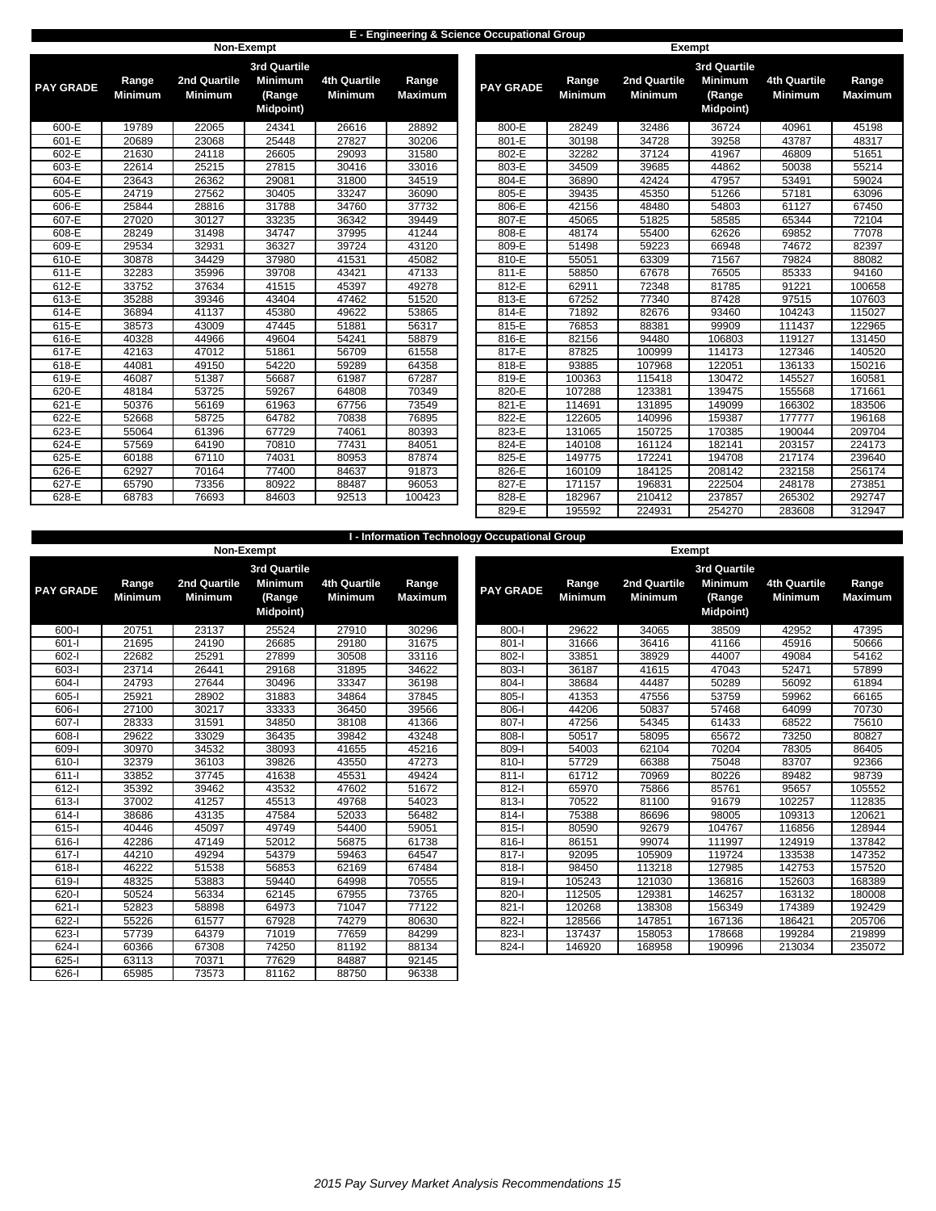## E - Engineering & Science Occupational Group

### Non-Exempt

| PAY GRADE | Range Minimum | 2nd Quartile Minimum | 3rd Quartile Minimum (Range Midpoint) | 4th Quartile Minimum | Range Maximum |
|---|---|---|---|---|---|
| 600-E | 19789 | 22065 | 24341 | 26616 | 28892 |
| 601-E | 20689 | 23068 | 25448 | 27827 | 30206 |
| 602-E | 21630 | 24118 | 26605 | 29093 | 31580 |
| 603-E | 22614 | 25215 | 27815 | 30416 | 33016 |
| 604-E | 23643 | 26362 | 29081 | 31800 | 34519 |
| 605-E | 24719 | 27562 | 30405 | 33247 | 36090 |
| 606-E | 25844 | 28816 | 31788 | 34760 | 37732 |
| 607-E | 27020 | 30127 | 33235 | 36342 | 39449 |
| 608-E | 28249 | 31498 | 34747 | 37995 | 41244 |
| 609-E | 29534 | 32931 | 36327 | 39724 | 43120 |
| 610-E | 30878 | 34429 | 37980 | 41531 | 45082 |
| 611-E | 32283 | 35996 | 39708 | 43421 | 47133 |
| 612-E | 33752 | 37634 | 41515 | 45397 | 49278 |
| 613-E | 35288 | 39346 | 43404 | 47462 | 51520 |
| 614-E | 36894 | 41137 | 45380 | 49622 | 53865 |
| 615-E | 38573 | 43009 | 47445 | 51881 | 56317 |
| 616-E | 40328 | 44966 | 49604 | 54241 | 58879 |
| 617-E | 42163 | 47012 | 51861 | 56709 | 61558 |
| 618-E | 44081 | 49150 | 54220 | 59289 | 64358 |
| 619-E | 46087 | 51387 | 56687 | 61987 | 67287 |
| 620-E | 48184 | 53725 | 59267 | 64808 | 70349 |
| 621-E | 50376 | 56169 | 61963 | 67756 | 73549 |
| 622-E | 52668 | 58725 | 64782 | 70838 | 76895 |
| 623-E | 55064 | 61396 | 67729 | 74061 | 80393 |
| 624-E | 57569 | 64190 | 70810 | 77431 | 84051 |
| 625-E | 60188 | 67110 | 74031 | 80953 | 87874 |
| 626-E | 62927 | 70164 | 77400 | 84637 | 91873 |
| 627-E | 65790 | 73356 | 80922 | 88487 | 96053 |
| 628-E | 68783 | 76693 | 84603 | 92513 | 100423 |

### Exempt

| PAY GRADE | Range Minimum | 2nd Quartile Minimum | 3rd Quartile Minimum (Range Midpoint) | 4th Quartile Minimum | Range Maximum |
|---|---|---|---|---|---|
| 800-E | 28249 | 32486 | 36724 | 40961 | 45198 |
| 801-E | 30198 | 34728 | 39258 | 43787 | 48317 |
| 802-E | 32282 | 37124 | 41967 | 46809 | 51651 |
| 803-E | 34509 | 39685 | 44862 | 50038 | 55214 |
| 804-E | 36890 | 42424 | 47957 | 53491 | 59024 |
| 805-E | 39435 | 45350 | 51266 | 57181 | 63096 |
| 806-E | 42156 | 48480 | 54803 | 61127 | 67450 |
| 807-E | 45065 | 51825 | 58585 | 65344 | 72104 |
| 808-E | 48174 | 55400 | 62626 | 69852 | 77078 |
| 809-E | 51498 | 59223 | 66948 | 74672 | 82397 |
| 810-E | 55051 | 63309 | 71567 | 79824 | 88082 |
| 811-E | 58850 | 67678 | 76505 | 85333 | 94160 |
| 812-E | 62911 | 72348 | 81785 | 91221 | 100658 |
| 813-E | 67252 | 77340 | 87428 | 97515 | 107603 |
| 814-E | 71892 | 82676 | 93460 | 104243 | 115027 |
| 815-E | 76853 | 88381 | 99909 | 111437 | 122965 |
| 816-E | 82156 | 94480 | 106803 | 119127 | 131450 |
| 817-E | 87825 | 100999 | 114173 | 127346 | 140520 |
| 818-E | 93885 | 107968 | 122051 | 136133 | 150216 |
| 819-E | 100363 | 115418 | 130472 | 145527 | 160581 |
| 820-E | 107288 | 123381 | 139475 | 155568 | 171661 |
| 821-E | 114691 | 131895 | 149099 | 166302 | 183506 |
| 822-E | 122605 | 140996 | 159387 | 177777 | 196168 |
| 823-E | 131065 | 150725 | 170385 | 190044 | 209704 |
| 824-E | 140108 | 161124 | 182141 | 203157 | 224173 |
| 825-E | 149775 | 172241 | 194708 | 217174 | 239640 |
| 826-E | 160109 | 184125 | 208142 | 232158 | 256174 |
| 827-E | 171157 | 196831 | 222504 | 248178 | 273851 |
| 828-E | 182967 | 210412 | 237857 | 265302 | 292747 |
| 829-E | 195592 | 224931 | 254270 | 283608 | 312947 |

## I - Information Technology Occupational Group

### Non-Exempt

| PAY GRADE | Range Minimum | 2nd Quartile Minimum | 3rd Quartile Minimum (Range Midpoint) | 4th Quartile Minimum | Range Maximum |
|---|---|---|---|---|---|
| 600-I | 20751 | 23137 | 25524 | 27910 | 30296 |
| 601-I | 21695 | 24190 | 26685 | 29180 | 31675 |
| 602-I | 22682 | 25291 | 27899 | 30508 | 33116 |
| 603-I | 23714 | 26441 | 29168 | 31895 | 34622 |
| 604-I | 24793 | 27644 | 30496 | 33347 | 36198 |
| 605-I | 25921 | 28902 | 31883 | 34864 | 37845 |
| 606-I | 27100 | 30217 | 33333 | 36450 | 39566 |
| 607-I | 28333 | 31591 | 34850 | 38108 | 41366 |
| 608-I | 29622 | 33029 | 36435 | 39842 | 43248 |
| 609-I | 30970 | 34532 | 38093 | 41655 | 45216 |
| 610-I | 32379 | 36103 | 39826 | 43550 | 47273 |
| 611-I | 33852 | 37745 | 41638 | 45531 | 49424 |
| 612-I | 35392 | 39462 | 43532 | 47602 | 51672 |
| 613-I | 37002 | 41257 | 45513 | 49768 | 54023 |
| 614-I | 38686 | 43135 | 47584 | 52033 | 56482 |
| 615-I | 40446 | 45097 | 49749 | 54400 | 59051 |
| 616-I | 42286 | 47149 | 52012 | 56875 | 61738 |
| 617-I | 44210 | 49294 | 54379 | 59463 | 64547 |
| 618-I | 46222 | 51538 | 56853 | 62169 | 67484 |
| 619-I | 48325 | 53883 | 59440 | 64998 | 70555 |
| 620-I | 50524 | 56334 | 62145 | 67955 | 73765 |
| 621-I | 52823 | 58898 | 64973 | 71047 | 77122 |
| 622-I | 55226 | 61577 | 67928 | 74279 | 80630 |
| 623-I | 57739 | 64379 | 71019 | 77659 | 84299 |
| 624-I | 60366 | 67308 | 74250 | 81192 | 88134 |
| 625-I | 63113 | 70371 | 77629 | 84887 | 92145 |
| 626-I | 65985 | 73573 | 81162 | 88750 | 96338 |

### Exempt

| PAY GRADE | Range Minimum | 2nd Quartile Minimum | 3rd Quartile Minimum (Range Midpoint) | 4th Quartile Minimum | Range Maximum |
|---|---|---|---|---|---|
| 800-I | 29622 | 34065 | 38509 | 42952 | 47395 |
| 801-I | 31666 | 36416 | 41166 | 45916 | 50666 |
| 802-I | 33851 | 38929 | 44007 | 49084 | 54162 |
| 803-I | 36187 | 41615 | 47043 | 52471 | 57899 |
| 804-I | 38684 | 44487 | 50289 | 56092 | 61894 |
| 805-I | 41353 | 47556 | 53759 | 59962 | 66165 |
| 806-I | 44206 | 50837 | 57468 | 64099 | 70730 |
| 807-I | 47256 | 54345 | 61433 | 68522 | 75610 |
| 808-I | 50517 | 58095 | 65672 | 73250 | 80827 |
| 809-I | 54003 | 62104 | 70204 | 78305 | 86405 |
| 810-I | 57729 | 66388 | 75048 | 83707 | 92366 |
| 811-I | 61712 | 70969 | 80226 | 89482 | 98739 |
| 812-I | 65970 | 75866 | 85761 | 95657 | 105552 |
| 813-I | 70522 | 81100 | 91679 | 102257 | 112835 |
| 814-I | 75388 | 86696 | 98005 | 109313 | 120621 |
| 815-I | 80590 | 92679 | 104767 | 116856 | 128944 |
| 816-I | 86151 | 99074 | 111997 | 124919 | 137842 |
| 817-I | 92095 | 105909 | 119724 | 133538 | 147352 |
| 818-I | 98450 | 113218 | 127985 | 142753 | 157520 |
| 819-I | 105243 | 121030 | 136816 | 152603 | 168389 |
| 820-I | 112505 | 129381 | 146257 | 163132 | 180008 |
| 821-I | 120268 | 138308 | 156349 | 174389 | 192429 |
| 822-I | 128566 | 147851 | 167136 | 186421 | 205706 |
| 823-I | 137437 | 158053 | 178668 | 199284 | 219899 |
| 824-I | 146920 | 168958 | 190996 | 213034 | 235072 |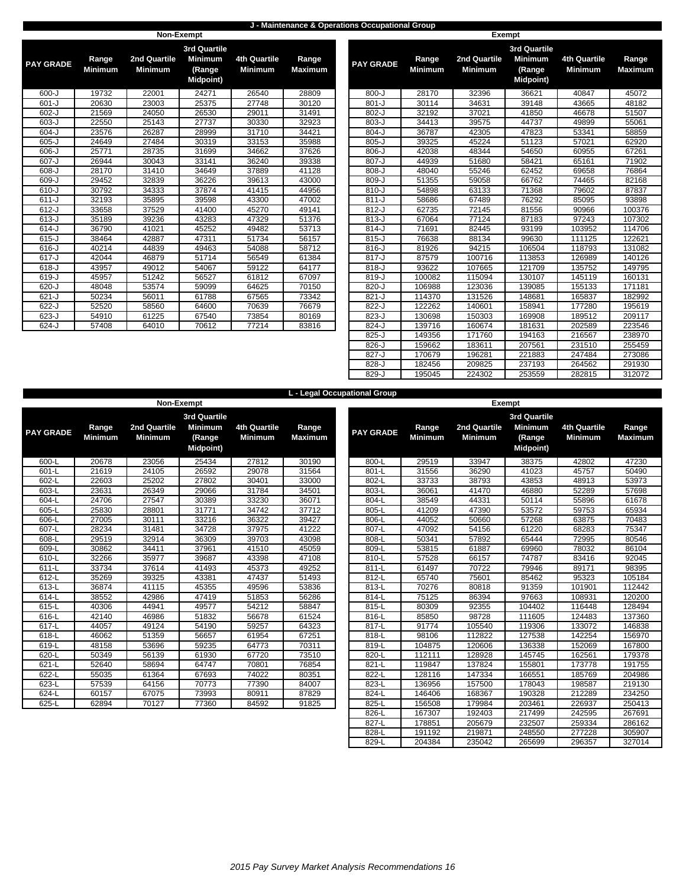## J - Maintenance & Operations Occupational Group

### Non-Exempt

| PAY GRADE | Range Minimum | 2nd Quartile Minimum | 3rd Quartile Minimum (Range Midpoint) | 4th Quartile Minimum | Range Maximum |
|---|---|---|---|---|---|
| 600-J | 19732 | 22001 | 24271 | 26540 | 28809 |
| 601-J | 20630 | 23003 | 25375 | 27748 | 30120 |
| 602-J | 21569 | 24050 | 26530 | 29011 | 31491 |
| 603-J | 22550 | 25143 | 27737 | 30330 | 32923 |
| 604-J | 23576 | 26287 | 28999 | 31710 | 34421 |
| 605-J | 24649 | 27484 | 30319 | 33153 | 35988 |
| 606-J | 25771 | 28735 | 31699 | 34662 | 37626 |
| 607-J | 26944 | 30043 | 33141 | 36240 | 39338 |
| 608-J | 28170 | 31410 | 34649 | 37889 | 41128 |
| 609-J | 29452 | 32839 | 36226 | 39613 | 43000 |
| 610-J | 30792 | 34333 | 37874 | 41415 | 44956 |
| 611-J | 32193 | 35895 | 39598 | 43300 | 47002 |
| 612-J | 33658 | 37529 | 41400 | 45270 | 49141 |
| 613-J | 35189 | 39236 | 43283 | 47329 | 51376 |
| 614-J | 36790 | 41021 | 45252 | 49482 | 53713 |
| 615-J | 38464 | 42887 | 47311 | 51734 | 56157 |
| 616-J | 40214 | 44839 | 49463 | 54088 | 58712 |
| 617-J | 42044 | 46879 | 51714 | 56549 | 61384 |
| 618-J | 43957 | 49012 | 54067 | 59122 | 64177 |
| 619-J | 45957 | 51242 | 56527 | 61812 | 67097 |
| 620-J | 48048 | 53574 | 59099 | 64625 | 70150 |
| 621-J | 50234 | 56011 | 61788 | 67565 | 73342 |
| 622-J | 52520 | 58560 | 64600 | 70639 | 76679 |
| 623-J | 54910 | 61225 | 67540 | 73854 | 80169 |
| 624-J | 57408 | 64010 | 70612 | 77214 | 83816 |

### Exempt

| PAY GRADE | Range Minimum | 2nd Quartile Minimum | 3rd Quartile Minimum (Range Midpoint) | 4th Quartile Minimum | Range Maximum |
|---|---|---|---|---|---|
| 800-J | 28170 | 32396 | 36621 | 40847 | 45072 |
| 801-J | 30114 | 34631 | 39148 | 43665 | 48182 |
| 802-J | 32192 | 37021 | 41850 | 46678 | 51507 |
| 803-J | 34413 | 39575 | 44737 | 49899 | 55061 |
| 804-J | 36787 | 42305 | 47823 | 53341 | 58859 |
| 805-J | 39325 | 45224 | 51123 | 57021 | 62920 |
| 806-J | 42038 | 48344 | 54650 | 60955 | 67261 |
| 807-J | 44939 | 51680 | 58421 | 65161 | 71902 |
| 808-J | 48040 | 55246 | 62452 | 69658 | 76864 |
| 809-J | 51355 | 59058 | 66762 | 74465 | 82168 |
| 810-J | 54898 | 63133 | 71368 | 79602 | 87837 |
| 811-J | 58686 | 67489 | 76292 | 85095 | 93898 |
| 812-J | 62735 | 72145 | 81556 | 90966 | 100376 |
| 813-J | 67064 | 77124 | 87183 | 97243 | 107302 |
| 814-J | 71691 | 82445 | 93199 | 103952 | 114706 |
| 815-J | 76638 | 88134 | 99630 | 111125 | 122621 |
| 816-J | 81926 | 94215 | 106504 | 118793 | 131082 |
| 817-J | 87579 | 100716 | 113853 | 126989 | 140126 |
| 818-J | 93622 | 107665 | 121709 | 135752 | 149795 |
| 819-J | 100082 | 115094 | 130107 | 145119 | 160131 |
| 820-J | 106988 | 123036 | 139085 | 155133 | 171181 |
| 821-J | 114370 | 131526 | 148681 | 165837 | 182992 |
| 822-J | 122262 | 140601 | 158941 | 177280 | 195619 |
| 823-J | 130698 | 150303 | 169908 | 189512 | 209117 |
| 824-J | 139716 | 160674 | 181631 | 202589 | 223546 |
| 825-J | 149356 | 171760 | 194163 | 216567 | 238970 |
| 826-J | 159662 | 183611 | 207561 | 231510 | 255459 |
| 827-J | 170679 | 196281 | 221883 | 247484 | 273086 |
| 828-J | 182456 | 209825 | 237193 | 264562 | 291930 |
| 829-J | 195045 | 224302 | 253559 | 282815 | 312072 |

## L - Legal Occupational Group

### Non-Exempt

| PAY GRADE | Range Minimum | 2nd Quartile Minimum | 3rd Quartile Minimum (Range Midpoint) | 4th Quartile Minimum | Range Maximum |
|---|---|---|---|---|---|
| 600-L | 20678 | 23056 | 25434 | 27812 | 30190 |
| 601-L | 21619 | 24105 | 26592 | 29078 | 31564 |
| 602-L | 22603 | 25202 | 27802 | 30401 | 33000 |
| 603-L | 23631 | 26349 | 29066 | 31784 | 34501 |
| 604-L | 24706 | 27547 | 30389 | 33230 | 36071 |
| 605-L | 25830 | 28801 | 31771 | 34742 | 37712 |
| 606-L | 27005 | 30111 | 33216 | 36322 | 39427 |
| 607-L | 28234 | 31481 | 34728 | 37975 | 41222 |
| 608-L | 29519 | 32914 | 36309 | 39703 | 43098 |
| 609-L | 30862 | 34411 | 37961 | 41510 | 45059 |
| 610-L | 32266 | 35977 | 39687 | 43398 | 47108 |
| 611-L | 33734 | 37614 | 41493 | 45373 | 49252 |
| 612-L | 35269 | 39325 | 43381 | 47437 | 51493 |
| 613-L | 36874 | 41115 | 45355 | 49596 | 53836 |
| 614-L | 38552 | 42986 | 47419 | 51853 | 56286 |
| 615-L | 40306 | 44941 | 49577 | 54212 | 58847 |
| 616-L | 42140 | 46986 | 51832 | 56678 | 61524 |
| 617-L | 44057 | 49124 | 54190 | 59257 | 64323 |
| 618-L | 46062 | 51359 | 56657 | 61954 | 67251 |
| 619-L | 48158 | 53696 | 59235 | 64773 | 70311 |
| 620-L | 50349 | 56139 | 61930 | 67720 | 73510 |
| 621-L | 52640 | 58694 | 64747 | 70801 | 76854 |
| 622-L | 55035 | 61364 | 67693 | 74022 | 80351 |
| 623-L | 57539 | 64156 | 70773 | 77390 | 84007 |
| 624-L | 60157 | 67075 | 73993 | 80911 | 87829 |
| 625-L | 62894 | 70127 | 77360 | 84592 | 91825 |

### Exempt

| PAY GRADE | Range Minimum | 2nd Quartile Minimum | 3rd Quartile Minimum (Range Midpoint) | 4th Quartile Minimum | Range Maximum |
|---|---|---|---|---|---|
| 800-L | 29519 | 33947 | 38375 | 42802 | 47230 |
| 801-L | 31556 | 36290 | 41023 | 45757 | 50490 |
| 802-L | 33733 | 38793 | 43853 | 48913 | 53973 |
| 803-L | 36061 | 41470 | 46880 | 52289 | 57698 |
| 804-L | 38549 | 44331 | 50114 | 55896 | 61678 |
| 805-L | 41209 | 47390 | 53572 | 59753 | 65934 |
| 806-L | 44052 | 50660 | 57268 | 63875 | 70483 |
| 807-L | 47092 | 54156 | 61220 | 68283 | 75347 |
| 808-L | 50341 | 57892 | 65444 | 72995 | 80546 |
| 809-L | 53815 | 61887 | 69960 | 78032 | 86104 |
| 810-L | 57528 | 66157 | 74787 | 83416 | 92045 |
| 811-L | 61497 | 70722 | 79946 | 89171 | 98395 |
| 812-L | 65740 | 75601 | 85462 | 95323 | 105184 |
| 813-L | 70276 | 80818 | 91359 | 101901 | 112442 |
| 814-L | 75125 | 86394 | 97663 | 108931 | 120200 |
| 815-L | 80309 | 92355 | 104402 | 116448 | 128494 |
| 816-L | 85850 | 98728 | 111605 | 124483 | 137360 |
| 817-L | 91774 | 105540 | 119306 | 133072 | 146838 |
| 818-L | 98106 | 112822 | 127538 | 142254 | 156970 |
| 819-L | 104875 | 120606 | 136338 | 152069 | 167800 |
| 820-L | 112111 | 128928 | 145745 | 162561 | 179378 |
| 821-L | 119847 | 137824 | 155801 | 173778 | 191755 |
| 822-L | 128116 | 147334 | 166551 | 185769 | 204986 |
| 823-L | 136956 | 157500 | 178043 | 198587 | 219130 |
| 824-L | 146406 | 168367 | 190328 | 212289 | 234250 |
| 825-L | 156508 | 179984 | 203461 | 226937 | 250413 |
| 826-L | 167307 | 192403 | 217499 | 242595 | 267691 |
| 827-L | 178851 | 205679 | 232507 | 259334 | 286162 |
| 828-L | 191192 | 219871 | 248550 | 277228 | 305907 |
| 829-L | 204384 | 235042 | 265699 | 296357 | 327014 |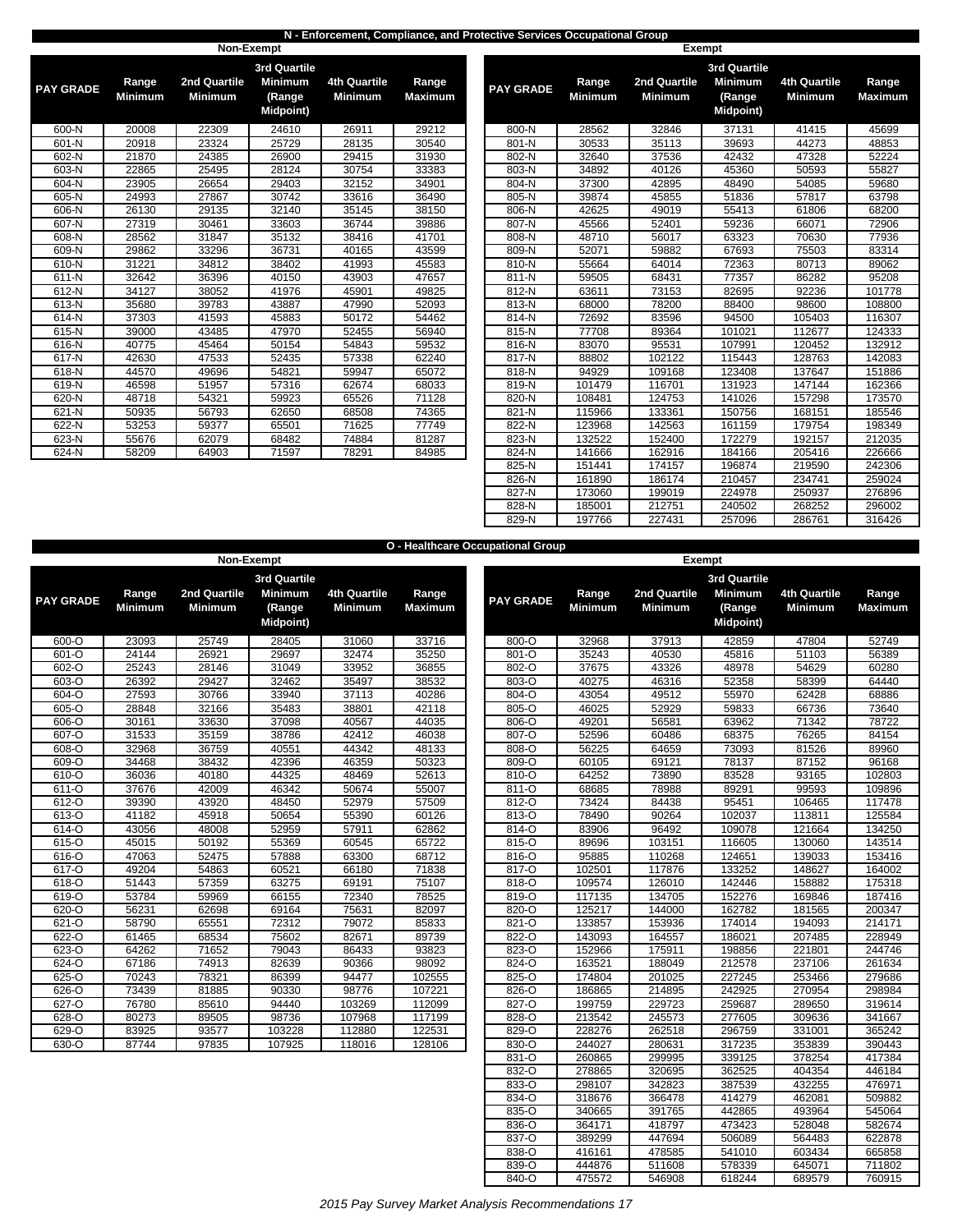## N - Enforcement, Compliance, and Protective Services Occupational Group

### Non-Exempt

| PAY GRADE | Range Minimum | 2nd Quartile Minimum | 3rd Quartile Minimum (Range Midpoint) | 4th Quartile Minimum | Range Maximum |
|---|---|---|---|---|---|
| 600-N | 20008 | 22309 | 24610 | 26911 | 29212 |
| 601-N | 20918 | 23324 | 25729 | 28135 | 30540 |
| 602-N | 21870 | 24385 | 26900 | 29415 | 31930 |
| 603-N | 22865 | 25495 | 28124 | 30754 | 33383 |
| 604-N | 23905 | 26654 | 29403 | 32152 | 34901 |
| 605-N | 24993 | 27867 | 30742 | 33616 | 36490 |
| 606-N | 26130 | 29135 | 32140 | 35145 | 38150 |
| 607-N | 27319 | 30461 | 33603 | 36744 | 39886 |
| 608-N | 28562 | 31847 | 35132 | 38416 | 41701 |
| 609-N | 29862 | 33296 | 36731 | 40165 | 43599 |
| 610-N | 31221 | 34812 | 38402 | 41993 | 45583 |
| 611-N | 32642 | 36396 | 40150 | 43903 | 47657 |
| 612-N | 34127 | 38052 | 41976 | 45901 | 49825 |
| 613-N | 35680 | 39783 | 43887 | 47990 | 52093 |
| 614-N | 37303 | 41593 | 45883 | 50172 | 54462 |
| 615-N | 39000 | 43485 | 47970 | 52455 | 56940 |
| 616-N | 40775 | 45464 | 50154 | 54843 | 59532 |
| 617-N | 42630 | 47533 | 52435 | 57338 | 62240 |
| 618-N | 44570 | 49696 | 54821 | 59947 | 65072 |
| 619-N | 46598 | 51957 | 57316 | 62674 | 68033 |
| 620-N | 48718 | 54321 | 59923 | 65526 | 71128 |
| 621-N | 50935 | 56793 | 62650 | 68508 | 74365 |
| 622-N | 53253 | 59377 | 65501 | 71625 | 77749 |
| 623-N | 55676 | 62079 | 68482 | 74884 | 81287 |
| 624-N | 58209 | 64903 | 71597 | 78291 | 84985 |

### Exempt

| PAY GRADE | Range Minimum | 2nd Quartile Minimum | 3rd Quartile Minimum (Range Midpoint) | 4th Quartile Minimum | Range Maximum |
|---|---|---|---|---|---|
| 800-N | 28562 | 32846 | 37131 | 41415 | 45699 |
| 801-N | 30533 | 35113 | 39693 | 44273 | 48853 |
| 802-N | 32640 | 37536 | 42432 | 47328 | 52224 |
| 803-N | 34892 | 40126 | 45360 | 50593 | 55827 |
| 804-N | 37300 | 42895 | 48490 | 54085 | 59680 |
| 805-N | 39874 | 45855 | 51836 | 57817 | 63798 |
| 806-N | 42625 | 49019 | 55413 | 61806 | 68200 |
| 807-N | 45566 | 52401 | 59236 | 66071 | 72906 |
| 808-N | 48710 | 56017 | 63323 | 70630 | 77936 |
| 809-N | 52071 | 59882 | 67693 | 75503 | 83314 |
| 810-N | 55664 | 64014 | 72363 | 80713 | 89062 |
| 811-N | 59505 | 68431 | 77357 | 86282 | 95208 |
| 812-N | 63611 | 73153 | 82695 | 92236 | 101778 |
| 813-N | 68000 | 78200 | 88400 | 98600 | 108800 |
| 814-N | 72692 | 83596 | 94500 | 105403 | 116307 |
| 815-N | 77708 | 89364 | 101021 | 112677 | 124333 |
| 816-N | 83070 | 95531 | 107991 | 120452 | 132912 |
| 817-N | 88802 | 102122 | 115443 | 128763 | 142083 |
| 818-N | 94929 | 109168 | 123408 | 137647 | 151886 |
| 819-N | 101479 | 116701 | 131923 | 147144 | 162366 |
| 820-N | 108481 | 124753 | 141026 | 157298 | 173570 |
| 821-N | 115966 | 133361 | 150756 | 168151 | 185546 |
| 822-N | 123968 | 142563 | 161159 | 179754 | 198349 |
| 823-N | 132522 | 152400 | 172279 | 192157 | 212035 |
| 824-N | 141666 | 162916 | 184166 | 205416 | 226666 |
| 825-N | 151441 | 174157 | 196874 | 219590 | 242306 |
| 826-N | 161890 | 186174 | 210457 | 234741 | 259024 |
| 827-N | 173060 | 199019 | 224978 | 250937 | 276896 |
| 828-N | 185001 | 212751 | 240502 | 268252 | 296002 |
| 829-N | 197766 | 227431 | 257096 | 286761 | 316426 |

## O - Healthcare Occupational Group

### Non-Exempt

| PAY GRADE | Range Minimum | 2nd Quartile Minimum | 3rd Quartile Minimum (Range Midpoint) | 4th Quartile Minimum | Range Maximum |
|---|---|---|---|---|---|
| 600-O | 23093 | 25749 | 28405 | 31060 | 33716 |
| 601-O | 24144 | 26921 | 29697 | 32474 | 35250 |
| 602-O | 25243 | 28146 | 31049 | 33952 | 36855 |
| 603-O | 26392 | 29427 | 32462 | 35497 | 38532 |
| 604-O | 27593 | 30766 | 33940 | 37113 | 40286 |
| 605-O | 28848 | 32166 | 35483 | 38801 | 42118 |
| 606-O | 30161 | 33630 | 37098 | 40567 | 44035 |
| 607-O | 31533 | 35159 | 38786 | 42412 | 46038 |
| 608-O | 32968 | 36759 | 40551 | 44342 | 48133 |
| 609-O | 34468 | 38432 | 42396 | 46359 | 50323 |
| 610-O | 36036 | 40180 | 44325 | 48469 | 52613 |
| 611-O | 37676 | 42009 | 46342 | 50674 | 55007 |
| 612-O | 39390 | 43920 | 48450 | 52979 | 57509 |
| 613-O | 41182 | 45918 | 50654 | 55390 | 60126 |
| 614-O | 43056 | 48008 | 52959 | 57911 | 62862 |
| 615-O | 45015 | 50192 | 55369 | 60545 | 65722 |
| 616-O | 47063 | 52475 | 57888 | 63300 | 68712 |
| 617-O | 49204 | 54863 | 60521 | 66180 | 71838 |
| 618-O | 51443 | 57359 | 63275 | 69191 | 75107 |
| 619-O | 53784 | 59969 | 66155 | 72340 | 78525 |
| 620-O | 56231 | 62698 | 69164 | 75631 | 82097 |
| 621-O | 58790 | 65551 | 72312 | 79072 | 85833 |
| 622-O | 61465 | 68534 | 75602 | 82671 | 89739 |
| 623-O | 64262 | 71652 | 79043 | 86433 | 93823 |
| 624-O | 67186 | 74913 | 82639 | 90366 | 98092 |
| 625-O | 70243 | 78321 | 86399 | 94477 | 102555 |
| 626-O | 73439 | 81885 | 90330 | 98776 | 107221 |
| 627-O | 76780 | 85610 | 94440 | 103269 | 112099 |
| 628-O | 80273 | 89505 | 98736 | 107968 | 117199 |
| 629-O | 83925 | 93577 | 103228 | 112880 | 122531 |
| 630-O | 87744 | 97835 | 107925 | 118016 | 128106 |

### Exempt

| PAY GRADE | Range Minimum | 2nd Quartile Minimum | 3rd Quartile Minimum (Range Midpoint) | 4th Quartile Minimum | Range Maximum |
|---|---|---|---|---|---|
| 800-O | 32968 | 37913 | 42859 | 47804 | 52749 |
| 801-O | 35243 | 40530 | 45816 | 51103 | 56389 |
| 802-O | 37675 | 43326 | 48978 | 54629 | 60280 |
| 803-O | 40275 | 46316 | 52358 | 58399 | 64440 |
| 804-O | 43054 | 49512 | 55970 | 62428 | 68886 |
| 805-O | 46025 | 52929 | 59833 | 66736 | 73640 |
| 806-O | 49201 | 56581 | 63962 | 71342 | 78722 |
| 807-O | 52596 | 60486 | 68375 | 76265 | 84154 |
| 808-O | 56225 | 64659 | 73093 | 81526 | 89960 |
| 809-O | 60105 | 69121 | 78137 | 87152 | 96168 |
| 810-O | 64252 | 73890 | 83528 | 93165 | 102803 |
| 811-O | 68685 | 78988 | 89291 | 99593 | 109896 |
| 812-O | 73424 | 84438 | 95451 | 106465 | 117478 |
| 813-O | 78490 | 90264 | 102037 | 113811 | 125584 |
| 814-O | 83906 | 96492 | 109078 | 121664 | 134250 |
| 815-O | 89696 | 103151 | 116605 | 130060 | 143514 |
| 816-O | 95885 | 110268 | 124651 | 139033 | 153416 |
| 817-O | 102501 | 117876 | 133252 | 148627 | 164002 |
| 818-O | 109574 | 126010 | 142446 | 158882 | 175318 |
| 819-O | 117135 | 134705 | 152276 | 169846 | 187416 |
| 820-O | 125217 | 144000 | 162782 | 181565 | 200347 |
| 821-O | 133857 | 153936 | 174014 | 194093 | 214171 |
| 822-O | 143093 | 164557 | 186021 | 207485 | 228949 |
| 823-O | 152966 | 175911 | 198856 | 221801 | 244746 |
| 824-O | 163521 | 188049 | 212578 | 237106 | 261634 |
| 825-O | 174804 | 201025 | 227245 | 253466 | 279686 |
| 826-O | 186865 | 214895 | 242925 | 270954 | 298984 |
| 827-O | 199759 | 229723 | 259687 | 289650 | 319614 |
| 828-O | 213542 | 245573 | 277605 | 309636 | 341667 |
| 829-O | 228276 | 262518 | 296759 | 331001 | 365242 |
| 830-O | 244027 | 280631 | 317235 | 353839 | 390443 |
| 831-O | 260865 | 299995 | 339125 | 378254 | 417384 |
| 832-O | 278865 | 320695 | 362525 | 404354 | 446184 |
| 833-O | 298107 | 342823 | 387539 | 432255 | 476971 |
| 834-O | 318676 | 366478 | 414279 | 462081 | 509882 |
| 835-O | 340665 | 391765 | 442865 | 493964 | 545064 |
| 836-O | 364171 | 418797 | 473423 | 528048 | 582674 |
| 837-O | 389299 | 447694 | 506089 | 564483 | 622878 |
| 838-O | 416161 | 478585 | 541010 | 603434 | 665858 |
| 839-O | 444876 | 511608 | 578339 | 645071 | 711802 |
| 840-O | 475572 | 546908 | 618244 | 689579 | 760915 |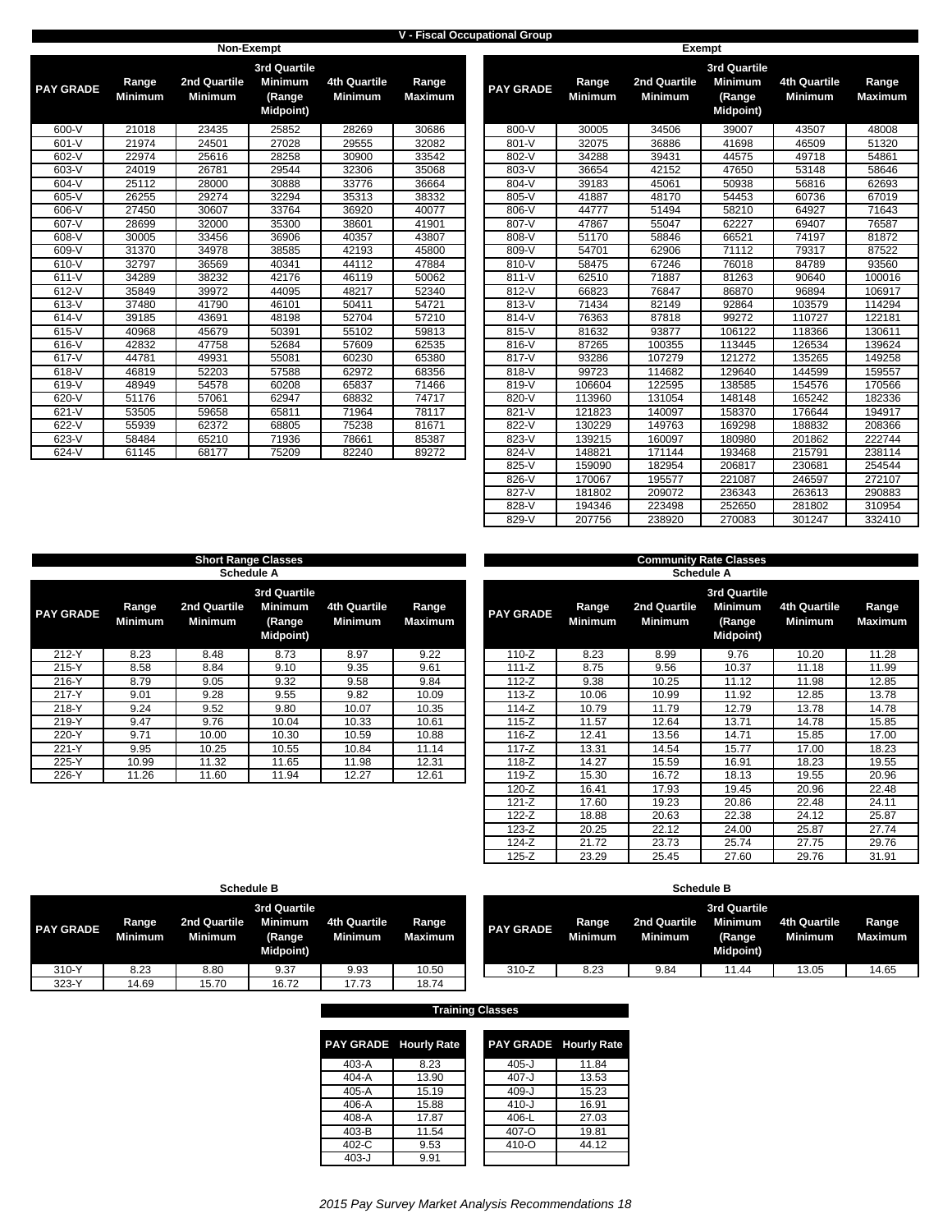## V - Fiscal Occupational Group

### Non-Exempt

| PAY GRADE | Range Minimum | 2nd Quartile Minimum | 3rd Quartile Minimum (Range Midpoint) | 4th Quartile Minimum | Range Maximum |
|---|---|---|---|---|---|
| 600-V | 21018 | 23435 | 25852 | 28269 | 30686 |
| 601-V | 21974 | 24501 | 27028 | 29555 | 32082 |
| 602-V | 22974 | 25616 | 28258 | 30900 | 33542 |
| 603-V | 24019 | 26781 | 29544 | 32306 | 35068 |
| 604-V | 25112 | 28000 | 30888 | 33776 | 36664 |
| 605-V | 26255 | 29274 | 32294 | 35313 | 38332 |
| 606-V | 27450 | 30607 | 33764 | 36920 | 40077 |
| 607-V | 28699 | 32000 | 35300 | 38601 | 41901 |
| 608-V | 30005 | 33456 | 36906 | 40357 | 43807 |
| 609-V | 31370 | 34978 | 38585 | 42193 | 45800 |
| 610-V | 32797 | 36569 | 40341 | 44112 | 47884 |
| 611-V | 34289 | 38232 | 42176 | 46119 | 50062 |
| 612-V | 35849 | 39972 | 44095 | 48217 | 52340 |
| 613-V | 37480 | 41790 | 46101 | 50411 | 54721 |
| 614-V | 39185 | 43691 | 48198 | 52704 | 57210 |
| 615-V | 40968 | 45679 | 50391 | 55102 | 59813 |
| 616-V | 42832 | 47758 | 52684 | 57609 | 62535 |
| 617-V | 44781 | 49931 | 55081 | 60230 | 65380 |
| 618-V | 46819 | 52203 | 57588 | 62972 | 68356 |
| 619-V | 48949 | 54578 | 60208 | 65837 | 71466 |
| 620-V | 51176 | 57061 | 62947 | 68832 | 74717 |
| 621-V | 53505 | 59658 | 65811 | 71964 | 78117 |
| 622-V | 55939 | 62372 | 68805 | 75238 | 81671 |
| 623-V | 58484 | 65210 | 71936 | 78661 | 85387 |
| 624-V | 61145 | 68177 | 75209 | 82240 | 89272 |

### Exempt

| PAY GRADE | Range Minimum | 2nd Quartile Minimum | 3rd Quartile Minimum (Range Midpoint) | 4th Quartile Minimum | Range Maximum |
|---|---|---|---|---|---|
| 800-V | 30005 | 34506 | 39007 | 43507 | 48008 |
| 801-V | 32075 | 36886 | 41698 | 46509 | 51320 |
| 802-V | 34288 | 39431 | 44575 | 49718 | 54861 |
| 803-V | 36654 | 42152 | 47650 | 53148 | 58646 |
| 804-V | 39183 | 45061 | 50938 | 56816 | 62693 |
| 805-V | 41887 | 48170 | 54453 | 60736 | 67019 |
| 806-V | 44777 | 51494 | 58210 | 64927 | 71643 |
| 807-V | 47867 | 55047 | 62227 | 69407 | 76587 |
| 808-V | 51170 | 58846 | 66521 | 74197 | 81872 |
| 809-V | 54701 | 62906 | 71112 | 79317 | 87522 |
| 810-V | 58475 | 67246 | 76018 | 84789 | 93560 |
| 811-V | 62510 | 71887 | 81263 | 90640 | 100016 |
| 812-V | 66823 | 76847 | 86870 | 96894 | 106917 |
| 813-V | 71434 | 82149 | 92864 | 103579 | 114294 |
| 814-V | 76363 | 87818 | 99272 | 110727 | 122181 |
| 815-V | 81632 | 93877 | 106122 | 118366 | 130611 |
| 816-V | 87265 | 100355 | 113445 | 126534 | 139624 |
| 817-V | 93286 | 107279 | 121272 | 135265 | 149258 |
| 818-V | 99723 | 114682 | 129640 | 144599 | 159557 |
| 819-V | 106604 | 122595 | 138585 | 154576 | 170566 |
| 820-V | 113960 | 131054 | 148148 | 165242 | 182336 |
| 821-V | 121823 | 140097 | 158370 | 176644 | 194917 |
| 822-V | 130229 | 149763 | 169298 | 188832 | 208366 |
| 823-V | 139215 | 160097 | 180980 | 201862 | 222744 |
| 824-V | 148821 | 171144 | 193468 | 215791 | 238114 |
| 825-V | 159090 | 182954 | 206817 | 230681 | 254544 |
| 826-V | 170067 | 195577 | 221087 | 246597 | 272107 |
| 827-V | 181802 | 209072 | 236343 | 263613 | 290883 |
| 828-V | 194346 | 223498 | 252650 | 281802 | 310954 |
| 829-V | 207756 | 238920 | 270083 | 301247 | 332410 |

## Short Range Classes

### Schedule A

| PAY GRADE | Range Minimum | 2nd Quartile Minimum | 3rd Quartile Minimum (Range Midpoint) | 4th Quartile Minimum | Range Maximum |
|---|---|---|---|---|---|
| 212-Y | 8.23 | 8.48 | 8.73 | 8.97 | 9.22 |
| 215-Y | 8.58 | 8.84 | 9.10 | 9.35 | 9.61 |
| 216-Y | 8.79 | 9.05 | 9.32 | 9.58 | 9.84 |
| 217-Y | 9.01 | 9.28 | 9.55 | 9.82 | 10.09 |
| 218-Y | 9.24 | 9.52 | 9.80 | 10.07 | 10.35 |
| 219-Y | 9.47 | 9.76 | 10.04 | 10.33 | 10.61 |
| 220-Y | 9.71 | 10.00 | 10.30 | 10.59 | 10.88 |
| 221-Y | 9.95 | 10.25 | 10.55 | 10.84 | 11.14 |
| 225-Y | 10.99 | 11.32 | 11.65 | 11.98 | 12.31 |
| 226-Y | 11.26 | 11.60 | 11.94 | 12.27 | 12.61 |

### Schedule B

| PAY GRADE | Range Minimum | 2nd Quartile Minimum | 3rd Quartile Minimum (Range Midpoint) | 4th Quartile Minimum | Range Maximum |
|---|---|---|---|---|---|
| 310-Y | 8.23 | 8.80 | 9.37 | 9.93 | 10.50 |
| 323-Y | 14.69 | 15.70 | 16.72 | 17.73 | 18.74 |

## Community Rate Classes

### Schedule A

| PAY GRADE | Range Minimum | 2nd Quartile Minimum | 3rd Quartile Minimum (Range Midpoint) | 4th Quartile Minimum | Range Maximum |
|---|---|---|---|---|---|
| 110-Z | 8.23 | 8.99 | 9.76 | 10.20 | 11.28 |
| 111-Z | 8.75 | 9.56 | 10.37 | 11.18 | 11.99 |
| 112-Z | 9.38 | 10.25 | 11.12 | 11.98 | 12.85 |
| 113-Z | 10.06 | 10.99 | 11.92 | 12.85 | 13.78 |
| 114-Z | 10.79 | 11.79 | 12.79 | 13.78 | 14.78 |
| 115-Z | 11.57 | 12.64 | 13.71 | 14.78 | 15.85 |
| 116-Z | 12.41 | 13.56 | 14.71 | 15.85 | 17.00 |
| 117-Z | 13.31 | 14.54 | 15.77 | 17.00 | 18.23 |
| 118-Z | 14.27 | 15.59 | 16.91 | 18.23 | 19.55 |
| 119-Z | 15.30 | 16.72 | 18.13 | 19.55 | 20.96 |
| 120-Z | 16.41 | 17.93 | 19.45 | 20.96 | 22.48 |
| 121-Z | 17.60 | 19.23 | 20.86 | 22.48 | 24.11 |
| 122-Z | 18.88 | 20.63 | 22.38 | 24.12 | 25.87 |
| 123-Z | 20.25 | 22.12 | 24.00 | 25.87 | 27.74 |
| 124-Z | 21.72 | 23.73 | 25.74 | 27.75 | 29.76 |
| 125-Z | 23.29 | 25.45 | 27.60 | 29.76 | 31.91 |

### Schedule B

| PAY GRADE | Range Minimum | 2nd Quartile Minimum | 3rd Quartile Minimum (Range Midpoint) | 4th Quartile Minimum | Range Maximum |
|---|---|---|---|---|---|
| 310-Z | 8.23 | 9.84 | 11.44 | 13.05 | 14.65 |

## Training Classes

| PAY GRADE | Hourly Rate |
|---|---|
| 403-A | 8.23 |
| 404-A | 13.90 |
| 405-A | 15.19 |
| 406-A | 15.88 |
| 408-A | 17.87 |
| 403-B | 11.54 |
| 402-C | 9.53 |
| 403-J | 9.91 |

| PAY GRADE | Hourly Rate |
|---|---|
| 405-J | 11.84 |
| 407-J | 13.53 |
| 409-J | 15.23 |
| 410-J | 16.91 |
| 406-L | 27.03 |
| 407-O | 19.81 |
| 410-O | 44.12 |